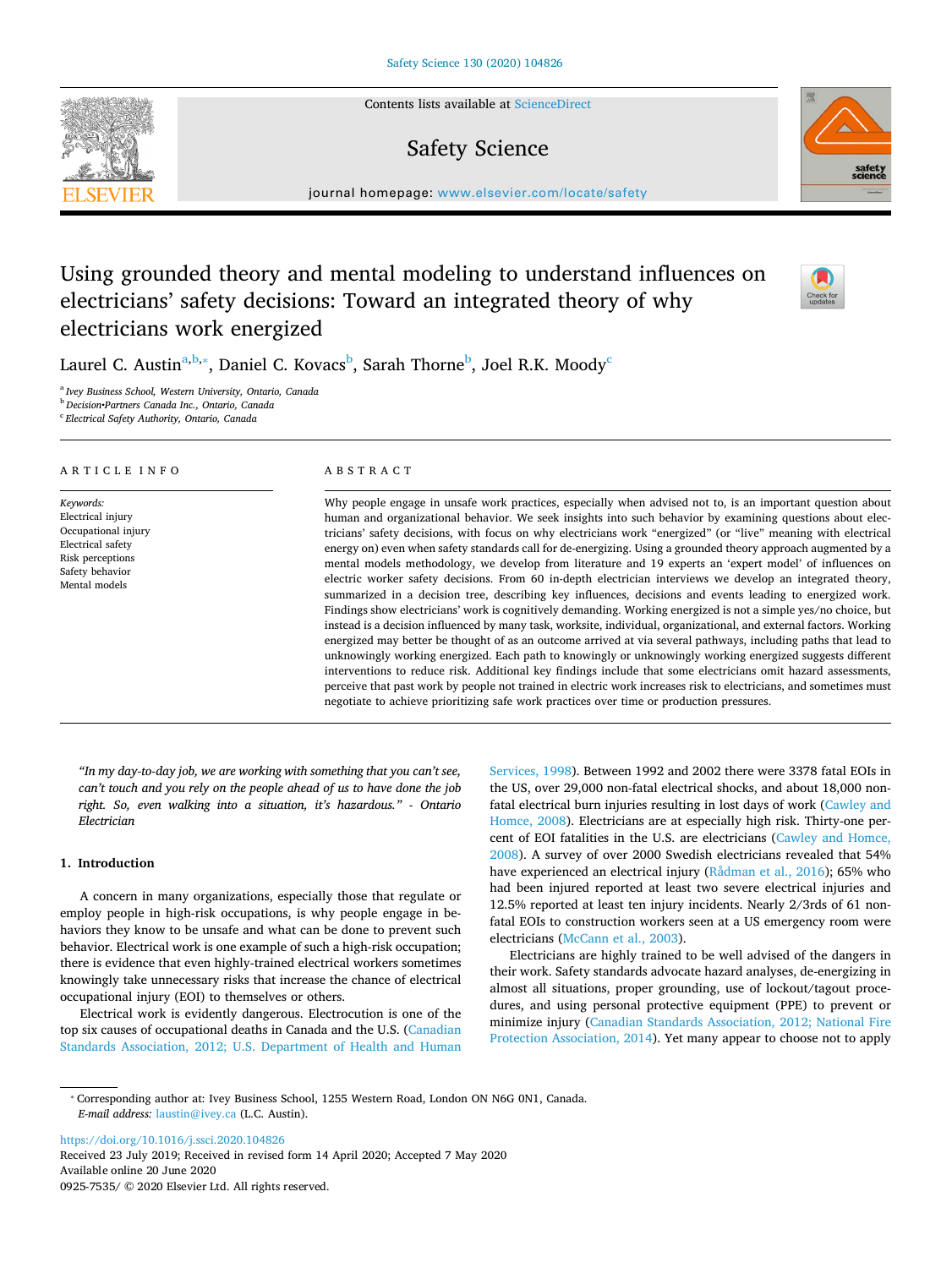# Using grounded theory and mental modeling to understand influences on electricians' safety decisions: Toward an integrated theory of why electricians work energized

Laurel C. Austin[a,b,*], Daniel C. Kovacs[b], Sarah Thorne[b], Joel R.K. Moody[c]

[a] Ivey Business School, Western University, Ontario, Canada
[b] Decision•Partners Canada Inc., Ontario, Canada
[c] Electrical Safety Authority, Ontario, Canada

## ARTICLE INFO

*Keywords:*
Electrical injury
Occupational injury
Electrical safety
Risk perceptions
Safety behavior
Mental models

## ABSTRACT

Why people engage in unsafe work practices, especially when advised not to, is an important question about human and organizational behavior. We seek insights into such behavior by examining questions about electricians' safety decisions, with focus on why electricians work "energized" (or "live" meaning with electrical energy on) even when safety standards call for de-energizing. Using a grounded theory approach augmented by a mental models methodology, we develop from literature and 19 experts an 'expert model' of influences on electric worker safety decisions. From 60 in-depth electrician interviews we develop an integrated theory, summarized in a decision tree, describing key influences, decisions and events leading to energized work. Findings show electricians' work is cognitively demanding. Working energized is not a simple yes/no choice, but instead is a decision influenced by many task, worksite, individual, organizational, and external factors. Working energized may better be thought of as an outcome arrived at via several pathways, including paths that lead to unknowingly working energized. Each path to knowingly or unknowingly working energized suggests different interventions to reduce risk. Additional key findings include that some electricians omit hazard assessments, perceive that past work by people not trained in electric work increases risk to electricians, and sometimes must negotiate to achieve prioritizing safe work practices over time or production pressures.

> *"In my day-to-day job, we are working with something that you can't see, can't touch and you rely on the people ahead of us to have done the job right. So, even walking into a situation, it's hazardous." - Ontario Electrician*

## 1. Introduction

A concern in many organizations, especially those that regulate or employ people in high-risk occupations, is why people engage in behaviors they know to be unsafe and what can be done to prevent such behavior. Electrical work is one example of such a high-risk occupation; there is evidence that even highly-trained electrical workers sometimes knowingly take unnecessary risks that increase the chance of electrical occupational injury (EOI) to themselves or others.

Electrical work is evidently dangerous. Electrocution is one of the top six causes of occupational deaths in Canada and the U.S. (Canadian Standards Association, 2012; U.S. Department of Health and Human Services, 1998). Between 1992 and 2002 there were 3378 fatal EOIs in the US, over 29,000 non-fatal electrical shocks, and about 18,000 non-fatal electrical burn injuries resulting in lost days of work (Cawley and Homce, 2008). Electricians are at especially high risk. Thirty-one percent of EOI fatalities in the U.S. are electricians (Cawley and Homce, 2008). A survey of over 2000 Swedish electricians revealed that 54% have experienced an electrical injury (Rådman et al., 2016); 65% who had been injured reported at least two severe electrical injuries and 12.5% reported at least ten injury incidents. Nearly 2/3rds of 61 non-fatal EOIs to construction workers seen at a US emergency room were electricians (McCann et al., 2003).

Electricians are highly trained to be well advised of the dangers in their work. Safety standards advocate hazard analyses, de-energizing in almost all situations, proper grounding, use of lockout/tagout procedures, and using personal protective equipment (PPE) to prevent or minimize injury (Canadian Standards Association, 2012; National Fire Protection Association, 2014). Yet many appear to choose not to apply

* Corresponding author at: Ivey Business School, 1255 Western Road, London ON N6G 0N1, Canada.
*E-mail address:* laustin@ivey.ca (L.C. Austin).

https://doi.org/10.1016/j.ssci.2020.104826
Received 23 July 2019; Received in revised form 14 April 2020; Accepted 7 May 2020
Available online 20 June 2020
0925-7535/ © 2020 Elsevier Ltd. All rights reserved.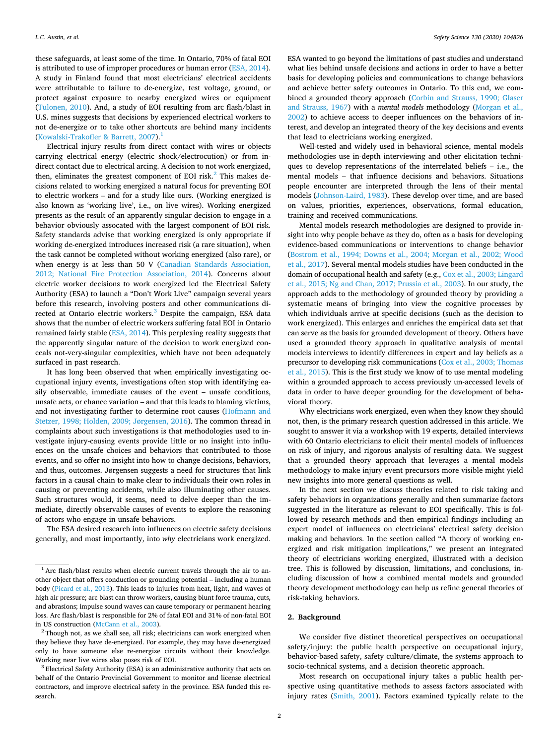these safeguards, at least some of the time. In Ontario, 70% of fatal EOI is attributed to use of improper procedures or human error (ESA, 2014). A study in Finland found that most electricians' electrical accidents were attributable to failure to de-energize, test voltage, ground, or protect against exposure to nearby energized wires or equipment (Tulonen, 2010). And, a study of EOI resulting from arc flash/blast in U.S. mines suggests that decisions by experienced electrical workers to not de-energize or to take other shortcuts are behind many incidents (Kowalski-Trakofler & Barrett, 2007).[1]

Electrical injury results from direct contact with wires or objects carrying electrical energy (electric shock/electrocution) or from indirect contact due to electrical arcing. A decision to not work energized, then, eliminates the greatest component of EOI risk.[2] This makes decisions related to working energized a natural focus for preventing EOI to electric workers – and for a study like ours. (Working energized is also known as 'working live', i.e., on live wires). Working energized presents as the result of an apparently singular decision to engage in a behavior obviously associated with the largest component of EOI risk. Safety standards advise that working energized is only appropriate if working de-energized introduces increased risk (a rare situation), when the task cannot be completed without working energized (also rare), or when energy is at less than 50 V (Canadian Standards Association, 2012; National Fire Protection Association, 2014). Concerns about electric worker decisions to work energized led the Electrical Safety Authority (ESA) to launch a "Don't Work Live" campaign several years before this research, involving posters and other communications directed at Ontario electric workers.[3] Despite the campaign, ESA data shows that the number of electric workers suffering fatal EOI in Ontario remained fairly stable (ESA, 2014). This perplexing reality suggests that the apparently singular nature of the decision to work energized conceals not-very-singular complexities, which have not been adequately surfaced in past research.

It has long been observed that when empirically investigating occupational injury events, investigations often stop with identifying easily observable, immediate causes of the event – unsafe conditions, unsafe acts, or chance variation – and that this leads to blaming victims, and not investigating further to determine root causes (Hofmann and Stetzer, 1998; Holden, 2009; Jørgensen, 2016). The common thread in complaints about such investigations is that methodologies used to investigate injury-causing events provide little or no insight into influences on the unsafe choices and behaviors that contributed to those events, and so offer no insight into how to change decisions, behaviors, and thus, outcomes. Jørgensen suggests a need for structures that link factors in a causal chain to make clear to individuals their own roles in causing or preventing accidents, while also illuminating other causes. Such structures would, it seems, need to delve deeper than the immediate, directly observable causes of events to explore the reasoning of actors who engage in unsafe behaviors.

The ESA desired research into influences on electric safety decisions generally, and most importantly, into *why* electricians work energized. ESA wanted to go beyond the limitations of past studies and understand what lies behind unsafe decisions and actions in order to have a better basis for developing policies and communications to change behaviors and achieve better safety outcomes in Ontario. To this end, we combined a grounded theory approach (Corbin and Strauss, 1990; Glaser and Strauss, 1967) with a *mental models* methodology (Morgan et al., 2002) to achieve access to deeper influences on the behaviors of interest, and develop an integrated theory of the key decisions and events that lead to electricians working energized.

Well-tested and widely used in behavioral science, mental models methodologies use in-depth interviewing and other elicitation techniques to develop representations of the interrelated beliefs – i.e., the mental models – that influence decisions and behaviors. Situations people encounter are interpreted through the lens of their mental models (Johnson-Laird, 1983). These develop over time, and are based on values, priorities, experiences, observations, formal education, training and received communications.

Mental models research methodologies are designed to provide insight into why people behave as they do, often as a basis for developing evidence-based communications or interventions to change behavior (Bostrom et al., 1994; Downs et al., 2004; Morgan et al., 2002; Wood et al., 2017). Several mental models studies have been conducted in the domain of occupational health and safety (e.g., Cox et al., 2003; Lingard et al., 2015; Ng and Chan, 2017; Prussia et al., 2003). In our study, the approach adds to the methodology of grounded theory by providing a systematic means of bringing into view the cognitive processes by which individuals arrive at specific decisions (such as the decision to work energized). This enlarges and enriches the empirical data set that can serve as the basis for grounded development of theory. Others have used a grounded theory approach in qualitative analysis of mental models interviews to identify differences in expert and lay beliefs as a precursor to developing risk communications (Cox et al., 2003; Thomas et al., 2015). This is the first study we know of to use mental modeling within a grounded approach to access previously un-accessed levels of data in order to have deeper grounding for the development of behavioral theory.

Why electricians work energized, even when they know they should not, then, is the primary research question addressed in this article. We sought to answer it via a workshop with 19 experts, detailed interviews with 60 Ontario electricians to elicit their mental models of influences on risk of injury, and rigorous analysis of resulting data. We suggest that a grounded theory approach that leverages a mental models methodology to make injury event precursors more visible might yield new insights into more general questions as well.

In the next section we discuss theories related to risk taking and safety behaviors in organizations generally and then summarize factors suggested in the literature as relevant to EOI specifically. This is followed by research methods and then empirical findings including an expert model of influences on electricians' electrical safety decision making and behaviors. In the section called "A theory of working energized and risk mitigation implications," we present an integrated theory of electricians working energized, illustrated with a decision tree. This is followed by discussion, limitations, and conclusions, including discussion of how a combined mental models and grounded theory development methodology can help us refine general theories of risk-taking behaviors.

## 2. Background

We consider five distinct theoretical perspectives on occupational safety/injury: the public health perspective on occupational injury, behavior-based safety, safety culture/climate, the systems approach to socio-technical systems, and a decision theoretic approach.

Most research on occupational injury takes a public health perspective using quantitative methods to assess factors associated with injury rates (Smith, 2001). Factors examined typically relate to the

---

[1] Arc flash/blast results when electric current travels through the air to another object that offers conduction or grounding potential – including a human body (Picard et al., 2013). This leads to injuries from heat, light, and waves of high air pressure; arc blast can throw workers, causing blunt force trauma, cuts, and abrasions; impulse sound waves can cause temporary or permanent hearing loss. Arc flash/blast is responsible for 2% of fatal EOI and 31% of non-fatal EOI in US construction (McCann et al., 2003).

[2] Though not, as we shall see, all risk; electricians can work energized when they believe they have de-energized. For example, they may have de-energized only to have someone else re-energize circuits without their knowledge. Working near live wires also poses risk of EOI.

[3] Electrical Safety Authority (ESA) is an administrative authority that acts on behalf of the Ontario Provincial Government to monitor and license electrical contractors, and improve electrical safety in the province. ESA funded this research.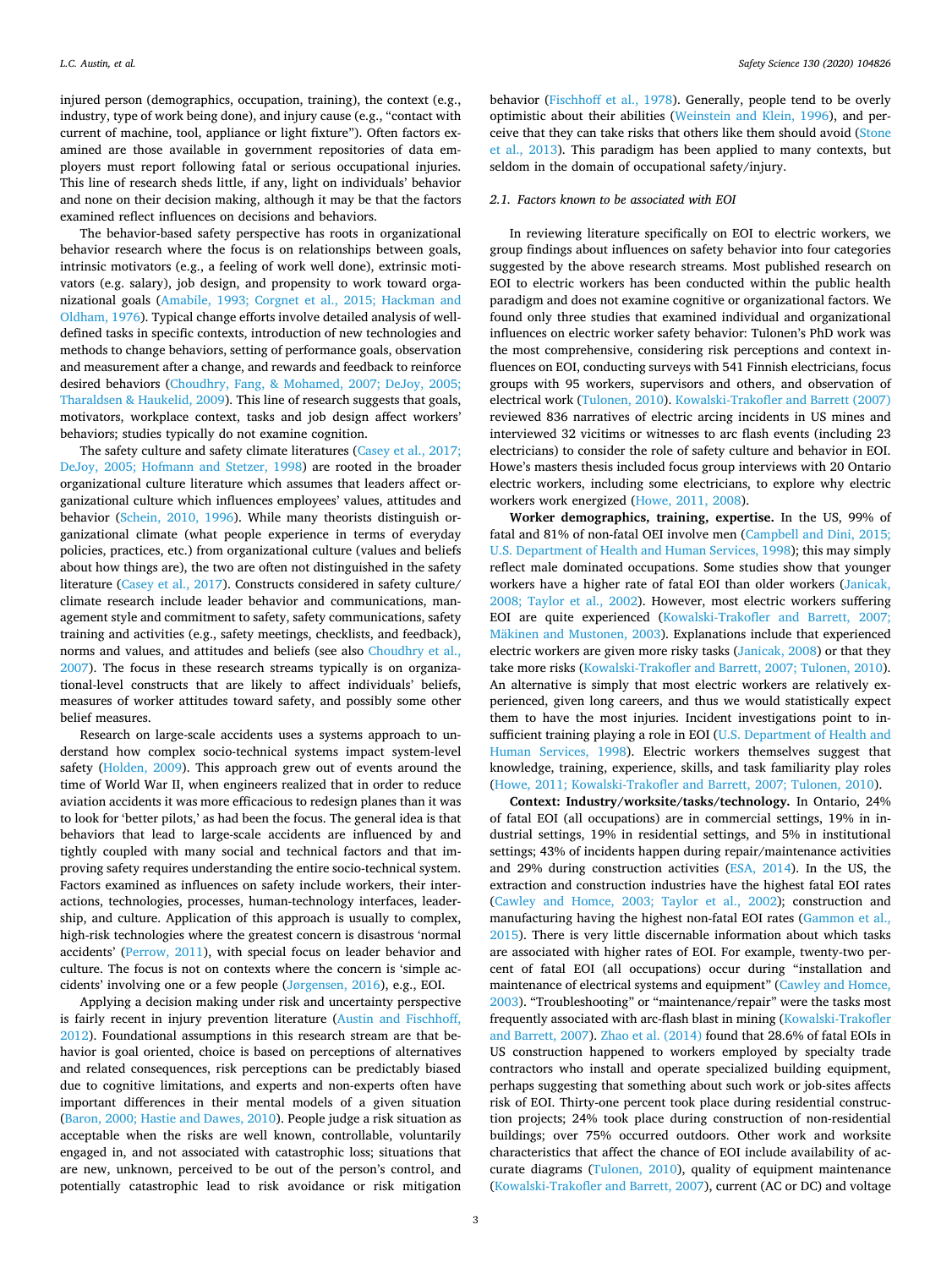injured person (demographics, occupation, training), the context (e.g., industry, type of work being done), and injury cause (e.g., "contact with current of machine, tool, appliance or light fixture"). Often factors examined are those available in government repositories of data employers must report following fatal or serious occupational injuries. This line of research sheds little, if any, light on individuals' behavior and none on their decision making, although it may be that the factors examined reflect influences on decisions and behaviors.

The behavior-based safety perspective has roots in organizational behavior research where the focus is on relationships between goals, intrinsic motivators (e.g., a feeling of work well done), extrinsic motivators (e.g. salary), job design, and propensity to work toward organizational goals (Amabile, 1993; Corgnet et al., 2015; Hackman and Oldham, 1976). Typical change efforts involve detailed analysis of well-defined tasks in specific contexts, introduction of new technologies and methods to change behaviors, setting of performance goals, observation and measurement after a change, and rewards and feedback to reinforce desired behaviors (Choudhry, Fang, & Mohamed, 2007; DeJoy, 2005; Tharaldsen & Haukelid, 2009). This line of research suggests that goals, motivators, workplace context, tasks and job design affect workers' behaviors; studies typically do not examine cognition.

The safety culture and safety climate literatures (Casey et al., 2017; DeJoy, 2005; Hofmann and Stetzer, 1998) are rooted in the broader organizational culture literature which assumes that leaders affect organizational culture which influences employees' values, attitudes and behavior (Schein, 2010, 1996). While many theorists distinguish organizational climate (what people experience in terms of everyday policies, practices, etc.) from organizational culture (values and beliefs about how things are), the two are often not distinguished in the safety literature (Casey et al., 2017). Constructs considered in safety culture/climate research include leader behavior and communications, management style and commitment to safety, safety communications, safety training and activities (e.g., safety meetings, checklists, and feedback), norms and values, and attitudes and beliefs (see also Choudhry et al., 2007). The focus in these research streams typically is on organizational-level constructs that are likely to affect individuals' beliefs, measures of worker attitudes toward safety, and possibly some other belief measures.

Research on large-scale accidents uses a systems approach to understand how complex socio-technical systems impact system-level safety (Holden, 2009). This approach grew out of events around the time of World War II, when engineers realized that in order to reduce aviation accidents it was more efficacious to redesign planes than it was to look for 'better pilots,' as had been the focus. The general idea is that behaviors that lead to large-scale accidents are influenced by and tightly coupled with many social and technical factors and that improving safety requires understanding the entire socio-technical system. Factors examined as influences on safety include workers, their interactions, technologies, processes, human-technology interfaces, leadership, and culture. Application of this approach is usually to complex, high-risk technologies where the greatest concern is disastrous 'normal accidents' (Perrow, 2011), with special focus on leader behavior and culture. The focus is not on contexts where the concern is 'simple accidents' involving one or a few people (Jørgensen, 2016), e.g., EOI.

Applying a decision making under risk and uncertainty perspective is fairly recent in injury prevention literature (Austin and Fischhoff, 2012). Foundational assumptions in this research stream are that behavior is goal oriented, choice is based on perceptions of alternatives and related consequences, risk perceptions can be predictably biased due to cognitive limitations, and experts and non-experts often have important differences in their mental models of a given situation (Baron, 2000; Hastie and Dawes, 2010). People judge a risk situation as acceptable when the risks are well known, controllable, voluntarily engaged in, and not associated with catastrophic loss; situations that are new, unknown, perceived to be out of the person's control, and potentially catastrophic lead to risk avoidance or risk mitigation behavior (Fischhoff et al., 1978). Generally, people tend to be overly optimistic about their abilities (Weinstein and Klein, 1996), and perceive that they can take risks that others like them should avoid (Stone et al., 2013). This paradigm has been applied to many contexts, but seldom in the domain of occupational safety/injury.

### 2.1. Factors known to be associated with EOI

In reviewing literature specifically on EOI to electric workers, we group findings about influences on safety behavior into four categories suggested by the above research streams. Most published research on EOI to electric workers has been conducted within the public health paradigm and does not examine cognitive or organizational factors. We found only three studies that examined individual and organizational influences on electric worker safety behavior: Tulonen's PhD work was the most comprehensive, considering risk perceptions and context influences on EOI, conducting surveys with 541 Finnish electricians, focus groups with 95 workers, supervisors and others, and observation of electrical work (Tulonen, 2010). Kowalski-Trakofler and Barrett (2007) reviewed 836 narratives of electric arcing incidents in US mines and interviewed 32 vicitims or witnesses to arc flash events (including 23 electricians) to consider the role of safety culture and behavior in EOI. Howe's masters thesis included focus group interviews with 20 Ontario electric workers, including some electricians, to explore why electric workers work energized (Howe, 2011, 2008).

**Worker demographics, training, expertise.** In the US, 99% of fatal and 81% of non-fatal OEI involve men (Campbell and Dini, 2015; U.S. Department of Health and Human Services, 1998); this may simply reflect male dominated occupations. Some studies show that younger workers have a higher rate of fatal EOI than older workers (Janicak, 2008; Taylor et al., 2002). However, most electric workers suffering EOI are quite experienced (Kowalski-Trakofler and Barrett, 2007; Mäkinen and Mustonen, 2003). Explanations include that experienced electric workers are given more risky tasks (Janicak, 2008) or that they take more risks (Kowalski-Trakofler and Barrett, 2007; Tulonen, 2010). An alternative is simply that most electric workers are relatively experienced, given long careers, and thus we would statistically expect them to have the most injuries. Incident investigations point to insufficient training playing a role in EOI (U.S. Department of Health and Human Services, 1998). Electric workers themselves suggest that knowledge, training, experience, skills, and task familiarity play roles (Howe, 2011; Kowalski-Trakofler and Barrett, 2007; Tulonen, 2010).

**Context: Industry/worksite/tasks/technology.** In Ontario, 24% of fatal EOI (all occupations) are in commercial settings, 19% in industrial settings, 19% in residential settings, and 5% in institutional settings; 43% of incidents happen during repair/maintenance activities and 29% during construction activities (ESA, 2014). In the US, the extraction and construction industries have the highest fatal EOI rates (Cawley and Homce, 2003; Taylor et al., 2002); construction and manufacturing having the highest non-fatal EOI rates (Gammon et al., 2015). There is very little discernable information about which tasks are associated with higher rates of EOI. For example, twenty-two percent of fatal EOI (all occupations) occur during "installation and maintenance of electrical systems and equipment" (Cawley and Homce, 2003). "Troubleshooting" or "maintenance/repair" were the tasks most frequently associated with arc-flash blast in mining (Kowalski-Trakofler and Barrett, 2007). Zhao et al. (2014) found that 28.6% of fatal EOIs in US construction happened to workers employed by specialty trade contractors who install and operate specialized building equipment, perhaps suggesting that something about such work or job-sites affects risk of EOI. Thirty-one percent took place during residential construction projects; 24% took place during construction of non-residential buildings; over 75% occurred outdoors. Other work and worksite characteristics that affect the chance of EOI include availability of accurate diagrams (Tulonen, 2010), quality of equipment maintenance (Kowalski-Trakofler and Barrett, 2007), current (AC or DC) and voltage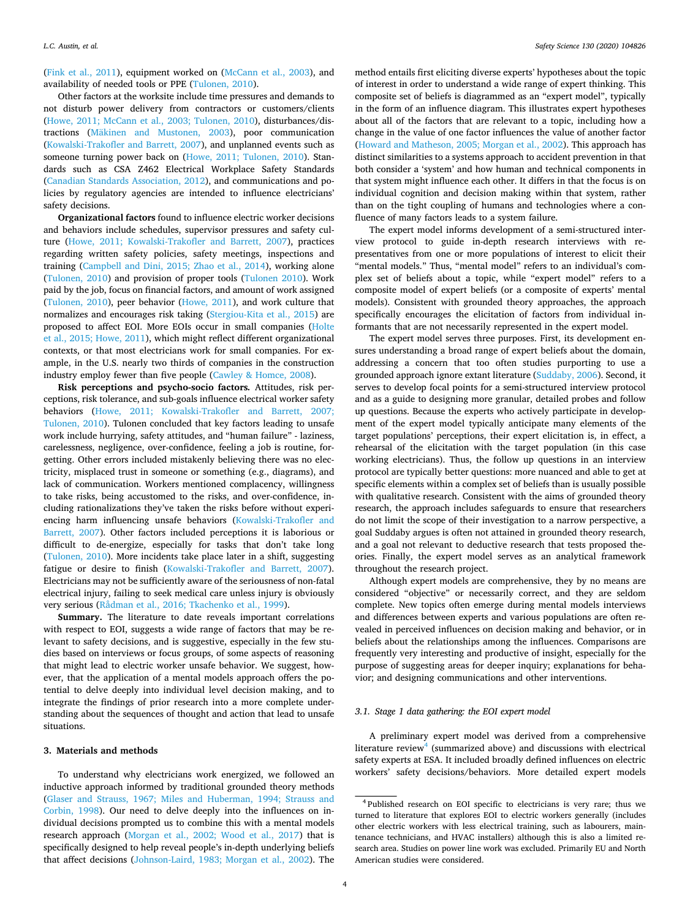(Fink et al., 2011), equipment worked on (McCann et al., 2003), and availability of needed tools or PPE (Tulonen, 2010).

Other factors at the worksite include time pressures and demands to not disturb power delivery from contractors or customers/clients (Howe, 2011; McCann et al., 2003; Tulonen, 2010), disturbances/distractions (Mäkinen and Mustonen, 2003), poor communication (Kowalski-Trakofler and Barrett, 2007), and unplanned events such as someone turning power back on (Howe, 2011; Tulonen, 2010). Standards such as CSA Z462 Electrical Workplace Safety Standards (Canadian Standards Association, 2012), and communications and policies by regulatory agencies are intended to influence electricians' safety decisions.

**Organizational factors** found to influence electric worker decisions and behaviors include schedules, supervisor pressures and safety culture (Howe, 2011; Kowalski-Trakofler and Barrett, 2007), practices regarding written safety policies, safety meetings, inspections and training (Campbell and Dini, 2015; Zhao et al., 2014), working alone (Tulonen, 2010) and provision of proper tools (Tulonen 2010). Work paid by the job, focus on financial factors, and amount of work assigned (Tulonen, 2010), peer behavior (Howe, 2011), and work culture that normalizes and encourages risk taking (Stergiou-Kita et al., 2015) are proposed to affect EOI. More EOIs occur in small companies (Holte et al., 2015; Howe, 2011), which might reflect different organizational contexts, or that most electricians work for small companies. For example, in the U.S. nearly two thirds of companies in the construction industry employ fewer than five people (Cawley & Homce, 2008).

**Risk perceptions and psycho-socio factors.** Attitudes, risk perceptions, risk tolerance, and sub-goals influence electrical worker safety behaviors (Howe, 2011; Kowalski-Trakofler and Barrett, 2007; Tulonen, 2010). Tulonen concluded that key factors leading to unsafe work include hurrying, safety attitudes, and "human failure" - laziness, carelessness, negligence, over-confidence, feeling a job is routine, forgetting. Other errors included mistakenly believing there was no electricity, misplaced trust in someone or something (e.g., diagrams), and lack of communication. Workers mentioned complacency, willingness to take risks, being accustomed to the risks, and over-confidence, including rationalizations they've taken the risks before without experiencing harm influencing unsafe behaviors (Kowalski-Trakofler and Barrett, 2007). Other factors included perceptions it is laborious or difficult to de-energize, especially for tasks that don't take long (Tulonen, 2010). More incidents take place later in a shift, suggesting fatigue or desire to finish (Kowalski-Trakofler and Barrett, 2007). Electricians may not be sufficiently aware of the seriousness of non-fatal electrical injury, failing to seek medical care unless injury is obviously very serious (Rådman et al., 2016; Tkachenko et al., 1999).

**Summary.** The literature to date reveals important correlations with respect to EOI, suggests a wide range of factors that may be relevant to safety decisions, and is suggestive, especially in the few studies based on interviews or focus groups, of some aspects of reasoning that might lead to electric worker unsafe behavior. We suggest, however, that the application of a mental models approach offers the potential to delve deeply into individual level decision making, and to integrate the findings of prior research into a more complete understanding about the sequences of thought and action that lead to unsafe situations.

## 3. Materials and methods

To understand why electricians work energized, we followed an inductive approach informed by traditional grounded theory methods (Glaser and Strauss, 1967; Miles and Huberman, 1994; Strauss and Corbin, 1998). Our need to delve deeply into the influences on individual decisions prompted us to combine this with a mental models research approach (Morgan et al., 2002; Wood et al., 2017) that is specifically designed to help reveal people's in-depth underlying beliefs that affect decisions (Johnson-Laird, 1983; Morgan et al., 2002). The method entails first eliciting diverse experts' hypotheses about the topic of interest in order to understand a wide range of expert thinking. This composite set of beliefs is diagrammed as an "expert model", typically in the form of an influence diagram. This illustrates expert hypotheses about all of the factors that are relevant to a topic, including how a change in the value of one factor influences the value of another factor (Howard and Matheson, 2005; Morgan et al., 2002). This approach has distinct similarities to a systems approach to accident prevention in that both consider a 'system' and how human and technical components in that system might influence each other. It differs in that the focus is on individual cognition and decision making within that system, rather than on the tight coupling of humans and technologies where a confluence of many factors leads to a system failure.

The expert model informs development of a semi-structured interview protocol to guide in-depth research interviews with representatives from one or more populations of interest to elicit their "mental models." Thus, "mental model" refers to an individual's complex set of beliefs about a topic, while "expert model" refers to a composite model of expert beliefs (or a composite of experts' mental models). Consistent with grounded theory approaches, the approach specifically encourages the elicitation of factors from individual informants that are not necessarily represented in the expert model.

The expert model serves three purposes. First, its development ensures understanding a broad range of expert beliefs about the domain, addressing a concern that too often studies purporting to use a grounded approach ignore extant literature (Suddaby, 2006). Second, it serves to develop focal points for a semi-structured interview protocol and as a guide to designing more granular, detailed probes and follow up questions. Because the experts who actively participate in development of the expert model typically anticipate many elements of the target populations' perceptions, their expert elicitation is, in effect, a rehearsal of the elicitation with the target population (in this case working electricians). Thus, the follow up questions in an interview protocol are typically better questions: more nuanced and able to get at specific elements within a complex set of beliefs than is usually possible with qualitative research. Consistent with the aims of grounded theory research, the approach includes safeguards to ensure that researchers do not limit the scope of their investigation to a narrow perspective, a goal Suddaby argues is often not attained in grounded theory research, and a goal not relevant to deductive research that tests proposed theories. Finally, the expert model serves as an analytical framework throughout the research project.

Although expert models are comprehensive, they by no means are considered "objective" or necessarily correct, and they are seldom complete. New topics often emerge during mental models interviews and differences between experts and various populations are often revealed in perceived influences on decision making and behavior, or in beliefs about the relationships among the influences. Comparisons are frequently very interesting and productive of insight, especially for the purpose of suggesting areas for deeper inquiry; explanations for behavior; and designing communications and other interventions.

### 3.1. Stage 1 data gathering: the EOI expert model

A preliminary expert model was derived from a comprehensive literature review[4] (summarized above) and discussions with electrical safety experts at ESA. It included broadly defined influences on electric workers' safety decisions/behaviors. More detailed expert models

[4] Published research on EOI specific to electricians is very rare; thus we turned to literature that explores EOI to electric workers generally (includes other electric workers with less electrical training, such as labourers, maintenance technicians, and HVAC installers) although this is also a limited research area. Studies on power line work was excluded. Primarily EU and North American studies were considered.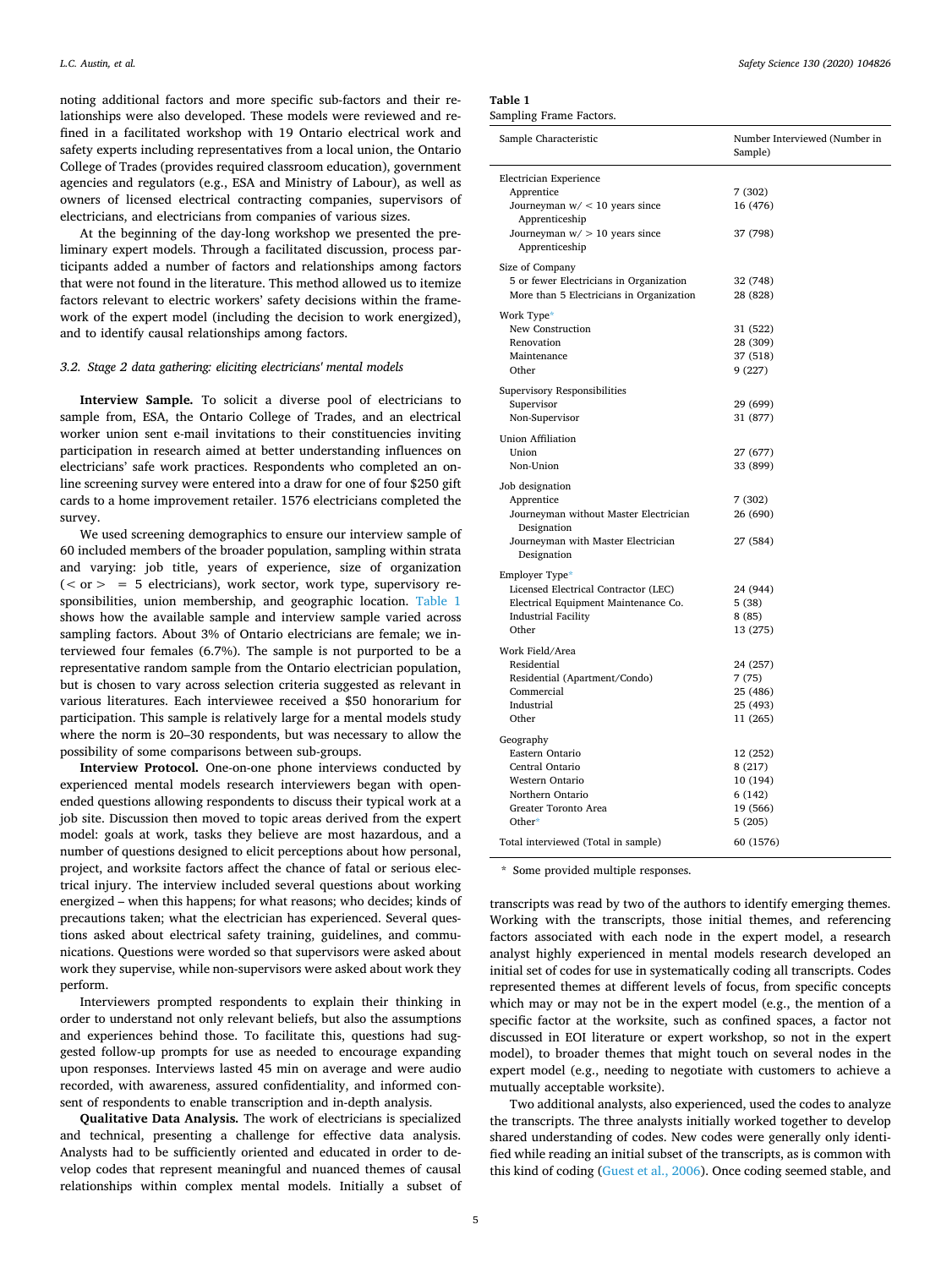noting additional factors and more specific sub-factors and their relationships were also developed. These models were reviewed and refined in a facilitated workshop with 19 Ontario electrical work and safety experts including representatives from a local union, the Ontario College of Trades (provides required classroom education), government agencies and regulators (e.g., ESA and Ministry of Labour), as well as owners of licensed electrical contracting companies, supervisors of electricians, and electricians from companies of various sizes.

At the beginning of the day-long workshop we presented the preliminary expert models. Through a facilitated discussion, process participants added a number of factors and relationships among factors that were not found in the literature. This method allowed us to itemize factors relevant to electric workers' safety decisions within the framework of the expert model (including the decision to work energized), and to identify causal relationships among factors.

### 3.2. Stage 2 data gathering: eliciting electricians' mental models

**Interview Sample.** To solicit a diverse pool of electricians to sample from, ESA, the Ontario College of Trades, and an electrical worker union sent e-mail invitations to their constituencies inviting participation in research aimed at better understanding influences on electricians' safe work practices. Respondents who completed an online screening survey were entered into a draw for one of four $250 gift cards to a home improvement retailer. 1576 electricians completed the survey.

We used screening demographics to ensure our interview sample of 60 included members of the broader population, sampling within strata and varying: job title, years of experience, size of organization (< or > = 5 electricians), work sector, work type, supervisory responsibilities, union membership, and geographic location. Table 1 shows how the available sample and interview sample varied across sampling factors. About 3% of Ontario electricians are female; we interviewed four females (6.7%). The sample is not purported to be a representative random sample from the Ontario electrician population, but is chosen to vary across selection criteria suggested as relevant in various literatures. Each interviewee received a $50 honorarium for participation. This sample is relatively large for a mental models study where the norm is 20–30 respondents, but was necessary to allow the possibility of some comparisons between sub-groups.

**Interview Protocol.** One-on-one phone interviews conducted by experienced mental models research interviewers began with open-ended questions allowing respondents to discuss their typical work at a job site. Discussion then moved to topic areas derived from the expert model: goals at work, tasks they believe are most hazardous, and a number of questions designed to elicit perceptions about how personal, project, and worksite factors affect the chance of fatal or serious electrical injury. The interview included several questions about working energized – when this happens; for what reasons; who decides; kinds of precautions taken; what the electrician has experienced. Several questions asked about electrical safety training, guidelines, and communications. Questions were worded so that supervisors were asked about work they supervise, while non-supervisors were asked about work they perform.

Interviewers prompted respondents to explain their thinking in order to understand not only relevant beliefs, but also the assumptions and experiences behind those. To facilitate this, questions had suggested follow-up prompts for use as needed to encourage expanding upon responses. Interviews lasted 45 min on average and were audio recorded, with awareness, assured confidentiality, and informed consent of respondents to enable transcription and in-depth analysis.

**Qualitative Data Analysis.** The work of electricians is specialized and technical, presenting a challenge for effective data analysis. Analysts had to be sufficiently oriented and educated in order to develop codes that represent meaningful and nuanced themes of causal relationships within complex mental models. Initially a subset of transcripts was read by two of the authors to identify emerging themes. Working with the transcripts, those initial themes, and referencing factors associated with each node in the expert model, a research analyst highly experienced in mental models research developed an initial set of codes for use in systematically coding all transcripts. Codes represented themes at different levels of focus, from specific concepts which may or may not be in the expert model (e.g., the mention of a specific factor at the worksite, such as confined spaces, a factor not discussed in EOI literature or expert workshop, so not in the expert model), to broader themes that might touch on several nodes in the expert model (e.g., needing to negotiate with customers to achieve a mutually acceptable worksite).

Two additional analysts, also experienced, used the codes to analyze the transcripts. The three analysts initially worked together to develop shared understanding of codes. New codes were generally only identified while reading an initial subset of the transcripts, as is common with this kind of coding (Guest et al., 2006). Once coding seemed stable, and

**Table 1**
Sampling Frame Factors.

| Sample Characteristic | Number Interviewed (Number in Sample) |
|---|---|
| **Electrician Experience** | |
| Apprentice | 7 (302) |
| Journeyman w/ < 10 years since Apprenticeship | 16 (476) |
| Journeyman w/ > 10 years since Apprenticeship | 37 (798) |
| **Size of Company** | |
| 5 or fewer Electricians in Organization | 32 (748) |
| More than 5 Electricians in Organization | 28 (828) |
| **Work Type*** | |
| New Construction | 31 (522) |
| Renovation | 28 (309) |
| Maintenance | 37 (518) |
| Other | 9 (227) |
| **Supervisory Responsibilities** | |
| Supervisor | 29 (699) |
| Non-Supervisor | 31 (877) |
| **Union Affiliation** | |
| Union | 27 (677) |
| Non-Union | 33 (899) |
| **Job designation** | |
| Apprentice | 7 (302) |
| Journeyman without Master Electrician Designation | 26 (690) |
| Journeyman with Master Electrician Designation | 27 (584) |
| **Employer Type*** | |
| Licensed Electrical Contractor (LEC) | 24 (944) |
| Electrical Equipment Maintenance Co. | 5 (38) |
| Industrial Facility | 8 (85) |
| Other | 13 (275) |
| **Work Field/Area** | |
| Residential | 24 (257) |
| Residential (Apartment/Condo) | 7 (75) |
| Commercial | 25 (486) |
| Industrial | 25 (493) |
| Other | 11 (265) |
| **Geography** | |
| Eastern Ontario | 12 (252) |
| Central Ontario | 8 (217) |
| Western Ontario | 10 (194) |
| Northern Ontario | 6 (142) |
| Greater Toronto Area | 19 (566) |
| Other* | 5 (205) |
| Total interviewed (Total in sample) | 60 (1576) |

\* Some provided multiple responses.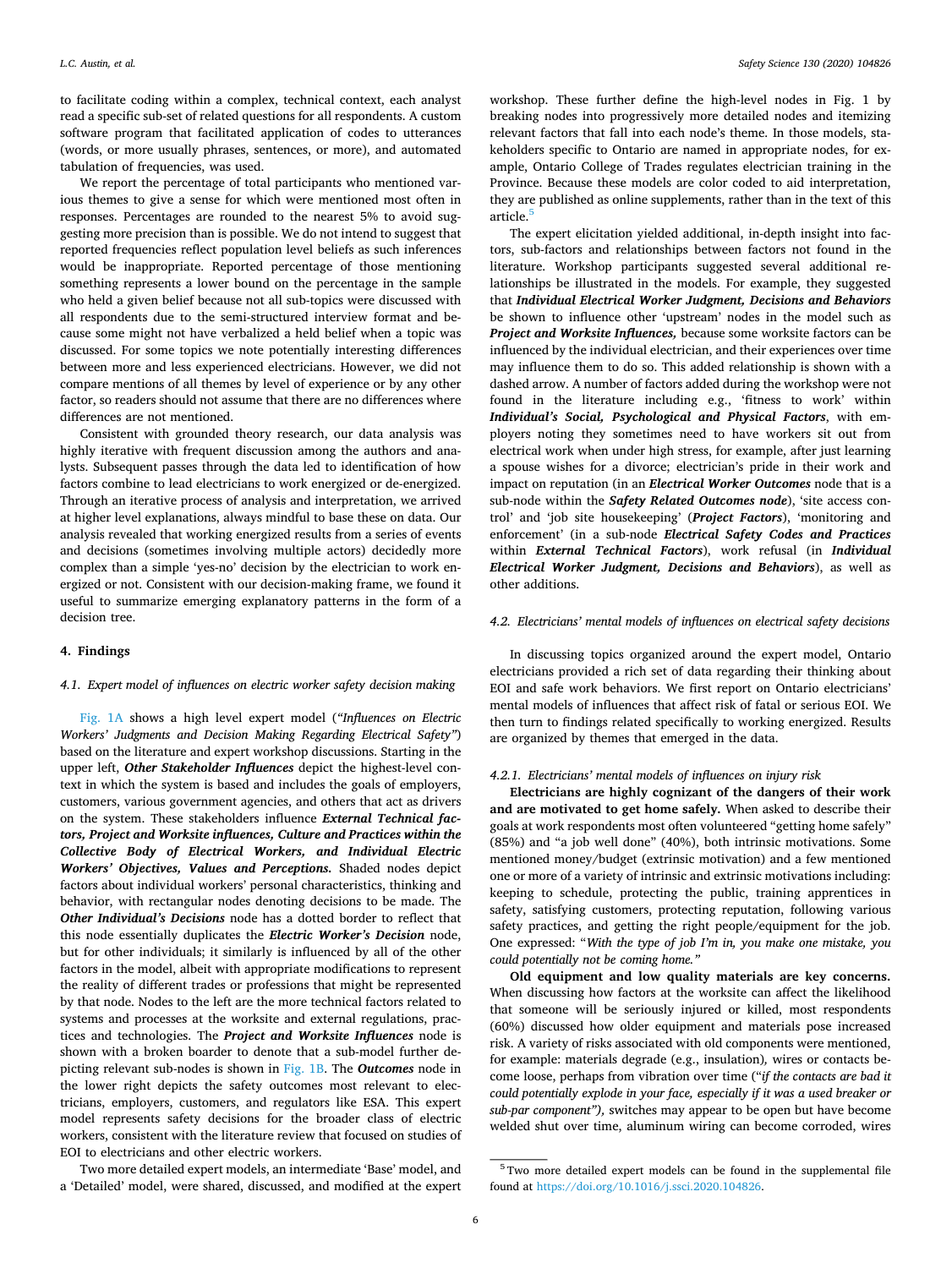to facilitate coding within a complex, technical context, each analyst read a specific sub-set of related questions for all respondents. A custom software program that facilitated application of codes to utterances (words, or more usually phrases, sentences, or more), and automated tabulation of frequencies, was used.

We report the percentage of total participants who mentioned various themes to give a sense for which were mentioned most often in responses. Percentages are rounded to the nearest 5% to avoid suggesting more precision than is possible. We do not intend to suggest that reported frequencies reflect population level beliefs as such inferences would be inappropriate. Reported percentage of those mentioning something represents a lower bound on the percentage in the sample who held a given belief because not all sub-topics were discussed with all respondents due to the semi-structured interview format and because some might not have verbalized a held belief when a topic was discussed. For some topics we note potentially interesting differences between more and less experienced electricians. However, we did not compare mentions of all themes by level of experience or by any other factor, so readers should not assume that there are no differences where differences are not mentioned.

Consistent with grounded theory research, our data analysis was highly iterative with frequent discussion among the authors and analysts. Subsequent passes through the data led to identification of how factors combine to lead electricians to work energized or de-energized. Through an iterative process of analysis and interpretation, we arrived at higher level explanations, always mindful to base these on data. Our analysis revealed that working energized results from a series of events and decisions (sometimes involving multiple actors) decidedly more complex than a simple 'yes-no' decision by the electrician to work energized or not. Consistent with our decision-making frame, we found it useful to summarize emerging explanatory patterns in the form of a decision tree.

## 4. Findings

### 4.1. Expert model of influences on electric worker safety decision making

Fig. 1A shows a high level expert model (*"Influences on Electric Workers' Judgments and Decision Making Regarding Electrical Safety"*) based on the literature and expert workshop discussions. Starting in the upper left, ***Other Stakeholder Influences*** depict the highest-level context in which the system is based and includes the goals of employers, customers, various government agencies, and others that act as drivers on the system. These stakeholders influence ***External Technical factors, Project and Worksite influences, Culture and Practices within the Collective Body of Electrical Workers, and Individual Electric Workers' Objectives, Values and Perceptions.*** Shaded nodes depict factors about individual workers' personal characteristics, thinking and behavior, with rectangular nodes denoting decisions to be made. The ***Other Individual's Decisions*** node has a dotted border to reflect that this node essentially duplicates the ***Electric Worker's Decision*** node, but for other individuals; it similarly is influenced by all of the other factors in the model, albeit with appropriate modifications to represent the reality of different trades or professions that might be represented by that node. Nodes to the left are the more technical factors related to systems and processes at the worksite and external regulations, practices and technologies. The ***Project and Worksite Influences*** node is shown with a broken boarder to denote that a sub-model further depicting relevant sub-nodes is shown in Fig. 1B. The ***Outcomes*** node in the lower right depicts the safety outcomes most relevant to electricians, employers, customers, and regulators like ESA. This expert model represents safety decisions for the broader class of electric workers, consistent with the literature review that focused on studies of EOI to electricians and other electric workers.

Two more detailed expert models, an intermediate 'Base' model, and a 'Detailed' model, were shared, discussed, and modified at the expert workshop. These further define the high-level nodes in Fig. 1 by breaking nodes into progressively more detailed nodes and itemizing relevant factors that fall into each node's theme. In those models, stakeholders specific to Ontario are named in appropriate nodes, for example, Ontario College of Trades regulates electrician training in the Province. Because these models are color coded to aid interpretation, they are published as online supplements, rather than in the text of this article.[5]

The expert elicitation yielded additional, in-depth insight into factors, sub-factors and relationships between factors not found in the literature. Workshop participants suggested several additional relationships be illustrated in the models. For example, they suggested that ***Individual Electrical Worker Judgment, Decisions and Behaviors*** be shown to influence other 'upstream' nodes in the model such as ***Project and Worksite Influences,*** because some worksite factors can be influenced by the individual electrician, and their experiences over time may influence them to do so. This added relationship is shown with a dashed arrow. A number of factors added during the workshop were not found in the literature including e.g., 'fitness to work' within ***Individual's Social, Psychological and Physical Factors***, with employers noting they sometimes need to have workers sit out from electrical work when under high stress, for example, after just learning a spouse wishes for a divorce; electrician's pride in their work and impact on reputation (in an ***Electrical Worker Outcomes*** node that is a sub-node within the ***Safety Related Outcomes node***), 'site access control' and 'job site housekeeping' (***Project Factors***), 'monitoring and enforcement' (in a sub-node ***Electrical Safety Codes and Practices*** within ***External Technical Factors***), work refusal (in ***Individual Electrical Worker Judgment, Decisions and Behaviors***), as well as other additions.

### 4.2. Electricians' mental models of influences on electrical safety decisions

In discussing topics organized around the expert model, Ontario electricians provided a rich set of data regarding their thinking about EOI and safe work behaviors. We first report on Ontario electricians' mental models of influences that affect risk of fatal or serious EOI. We then turn to findings related specifically to working energized. Results are organized by themes that emerged in the data.

#### 4.2.1. Electricians' mental models of influences on injury risk

**Electricians are highly cognizant of the dangers of their work and are motivated to get home safely.** When asked to describe their goals at work respondents most often volunteered "getting home safely" (85%) and "a job well done" (40%), both intrinsic motivations. Some mentioned money/budget (extrinsic motivation) and a few mentioned one or more of a variety of intrinsic and extrinsic motivations including: keeping to schedule, protecting the public, training apprentices in safety, satisfying customers, protecting reputation, following various safety practices, and getting the right people/equipment for the job. One expressed: "*With the type of job I'm in, you make one mistake, you could potentially not be coming home.*"

**Old equipment and low quality materials are key concerns.** When discussing how factors at the worksite can affect the likelihood that someone will be seriously injured or killed, most respondents (60%) discussed how older equipment and materials pose increased risk. A variety of risks associated with old components were mentioned, for example: materials degrade (e.g., insulation), wires or contacts become loose, perhaps from vibration over time ("*if the contacts are bad it could potentially explode in your face, especially if it was a used breaker or sub-par component"),* switches may appear to be open but have become welded shut over time, aluminum wiring can become corroded, wires

[5] Two more detailed expert models can be found in the supplemental file found at https://doi.org/10.1016/j.ssci.2020.104826.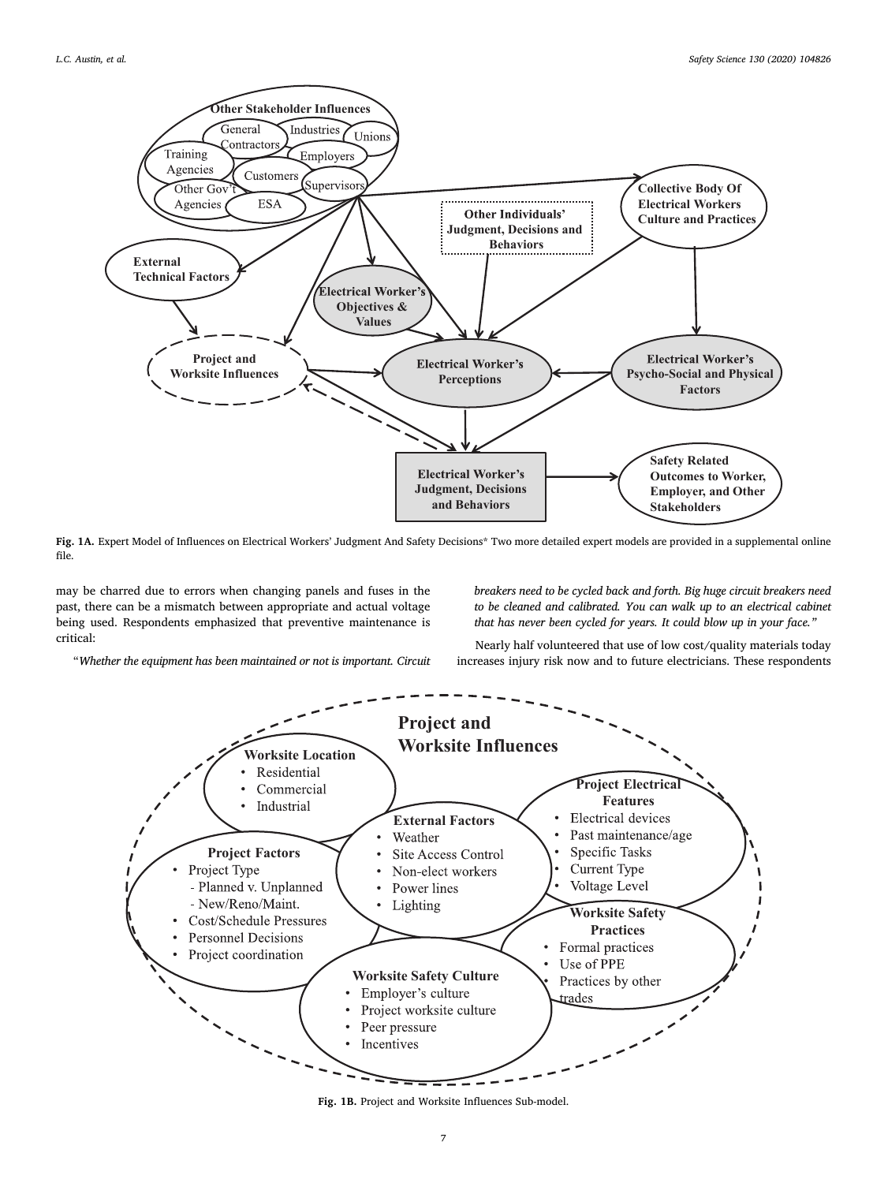Fig. 1A. Expert Model of Influences on Electrical Workers' Judgment And Safety Decisions* Two more detailed expert models are provided in a supplemental online file.

may be charred due to errors when changing panels and fuses in the past, there can be a mismatch between appropriate and actual voltage being used. Respondents emphasized that preventive maintenance is critical:

"*Whether the equipment has been maintained or not is important. Circuit breakers need to be cycled back and forth. Big huge circuit breakers need to be cleaned and calibrated. You can walk up to an electrical cabinet that has never been cycled for years. It could blow up in your face.*"

Nearly half volunteered that use of low cost/quality materials today increases injury risk now and to future electricians. These respondents

Fig. 1B. Project and Worksite Influences Sub-model.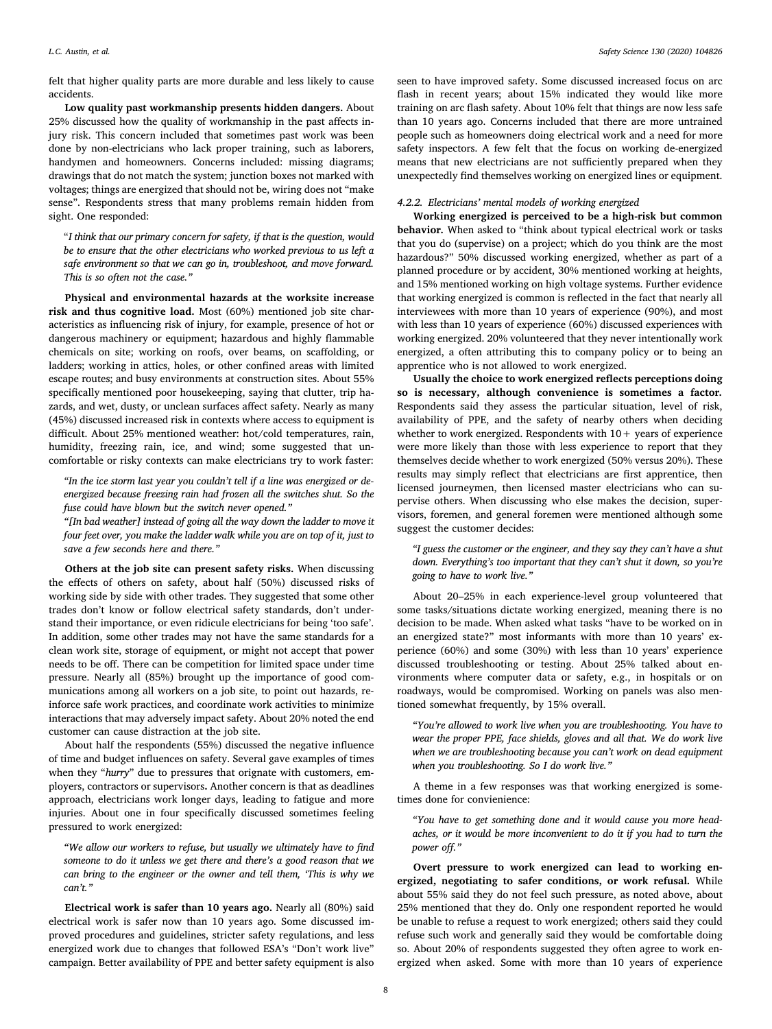felt that higher quality parts are more durable and less likely to cause accidents.

**Low quality past workmanship presents hidden dangers.** About 25% discussed how the quality of workmanship in the past affects injury risk. This concern included that sometimes past work was been done by non-electricians who lack proper training, such as laborers, handymen and homeowners. Concerns included: missing diagrams; drawings that do not match the system; junction boxes not marked with voltages; things are energized that should not be, wiring does not "make sense". Respondents stress that many problems remain hidden from sight. One responded:

"*I think that our primary concern for safety, if that is the question, would be to ensure that the other electricians who worked previous to us left a safe environment so that we can go in, troubleshoot, and move forward. This is so often not the case.*"

**Physical and environmental hazards at the worksite increase risk and thus cognitive load.** Most (60%) mentioned job site characteristics as influencing risk of injury, for example, presence of hot or dangerous machinery or equipment; hazardous and highly flammable chemicals on site; working on roofs, over beams, on scaffolding, or ladders; working in attics, holes, or other confined areas with limited escape routes; and busy environments at construction sites. About 55% specifically mentioned poor housekeeping, saying that clutter, trip hazards, and wet, dusty, or unclean surfaces affect safety. Nearly as many (45%) discussed increased risk in contexts where access to equipment is difficult. About 25% mentioned weather: hot/cold temperatures, rain, humidity, freezing rain, ice, and wind; some suggested that uncomfortable or risky contexts can make electricians try to work faster:

*"In the ice storm last year you couldn't tell if a line was energized or de-energized because freezing rain had frozen all the switches shut. So the fuse could have blown but the switch never opened."*

*"[In bad weather] instead of going all the way down the ladder to move it four feet over, you make the ladder walk while you are on top of it, just to save a few seconds here and there."*

**Others at the job site can present safety risks.** When discussing the effects of others on safety, about half (50%) discussed risks of working side by side with other trades. They suggested that some other trades don't know or follow electrical safety standards, don't understand their importance, or even ridicule electricians for being 'too safe'. In addition, some other trades may not have the same standards for a clean work site, storage of equipment, or might not accept that power needs to be off. There can be competition for limited space under time pressure. Nearly all (85%) brought up the importance of good communications among all workers on a job site, to point out hazards, reinforce safe work practices, and coordinate work activities to minimize interactions that may adversely impact safety. About 20% noted the end customer can cause distraction at the job site.

About half the respondents (55%) discussed the negative influence of time and budget influences on safety. Several gave examples of times when they "*hurry*" due to pressures that orignate with customers, employers, contractors or supervisors**.** Another concern is that as deadlines approach, electricians work longer days, leading to fatigue and more injuries. About one in four specifically discussed sometimes feeling pressured to work energized:

*"We allow our workers to refuse, but usually we ultimately have to find someone to do it unless we get there and there's a good reason that we can bring to the engineer or the owner and tell them, 'This is why we can't."*

**Electrical work is safer than 10 years ago.** Nearly all (80%) said electrical work is safer now than 10 years ago. Some discussed improved procedures and guidelines, stricter safety regulations, and less energized work due to changes that followed ESA's "Don't work live" campaign. Better availability of PPE and better safety equipment is also seen to have improved safety. Some discussed increased focus on arc flash in recent years; about 15% indicated they would like more training on arc flash safety. About 10% felt that things are now less safe than 10 years ago. Concerns included that there are more untrained people such as homeowners doing electrical work and a need for more safety inspectors. A few felt that the focus on working de-energized means that new electricians are not sufficiently prepared when they unexpectedly find themselves working on energized lines or equipment.

#### 4.2.2. Electricians' mental models of working energized

**Working energized is perceived to be a high-risk but common behavior.** When asked to "think about typical electrical work or tasks that you do (supervise) on a project; which do you think are the most hazardous?" 50% discussed working energized, whether as part of a planned procedure or by accident, 30% mentioned working at heights, and 15% mentioned working on high voltage systems. Further evidence that working energized is common is reflected in the fact that nearly all interviewees with more than 10 years of experience (90%), and most with less than 10 years of experience (60%) discussed experiences with working energized. 20% volunteered that they never intentionally work energized, a often attributing this to company policy or to being an apprentice who is not allowed to work energized.

**Usually the choice to work energized reflects perceptions doing so is necessary, although convenience is sometimes a factor.** Respondents said they assess the particular situation, level of risk, availability of PPE, and the safety of nearby others when deciding whether to work energized. Respondents with 10+ years of experience were more likely than those with less experience to report that they themselves decide whether to work energized (50% versus 20%). These results may simply reflect that electricians are first apprentice, then licensed journeymen, then licensed master electricians who can supervise others. When discussing who else makes the decision, supervisors, foremen, and general foremen were mentioned although some suggest the customer decides:

*"I guess the customer or the engineer, and they say they can't have a shut down. Everything's too important that they can't shut it down, so you're going to have to work live."*

About 20–25% in each experience-level group volunteered that some tasks/situations dictate working energized, meaning there is no decision to be made. When asked what tasks "have to be worked on in an energized state?" most informants with more than 10 years' experience (60%) and some (30%) with less than 10 years' experience discussed troubleshooting or testing. About 25% talked about environments where computer data or safety, e.g., in hospitals or on roadways, would be compromised. Working on panels was also mentioned somewhat frequently, by 15% overall.

*"You're allowed to work live when you are troubleshooting. You have to wear the proper PPE, face shields, gloves and all that. We do work live when we are troubleshooting because you can't work on dead equipment when you troubleshooting. So I do work live."*

A theme in a few responses was that working energized is sometimes done for convienience:

*"You have to get something done and it would cause you more headaches, or it would be more inconvenient to do it if you had to turn the power off."*

**Overt pressure to work energized can lead to working energized, negotiating to safer conditions, or work refusal.** While about 55% said they do not feel such pressure, as noted above, about 25% mentioned that they do. Only one respondent reported he would be unable to refuse a request to work energized; others said they could refuse such work and generally said they would be comfortable doing so. About 20% of respondents suggested they often agree to work energized when asked. Some with more than 10 years of experience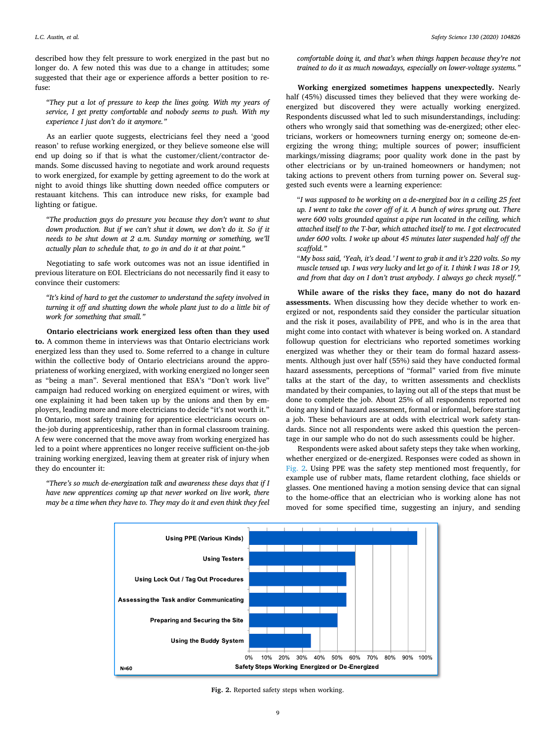described how they felt pressure to work energized in the past but no longer do. A few noted this was due to a change in attitudes; some suggested that their age or experience affords a better position to refuse:

> *"They put a lot of pressure to keep the lines going. With my years of service, I get pretty comfortable and nobody seems to push. With my experience I just don't do it anymore."*

As an earlier quote suggests, electricians feel they need a 'good reason' to refuse working energized, or they believe someone else will end up doing so if that is what the customer/client/contractor demands. Some discussed having to negotiate and work around requests to work energized, for example by getting agreement to do the work at night to avoid things like shutting down needed office computers or restauant kitchens. This can introduce new risks, for example bad lighting or fatigue.

> *"The production guys do pressure you because they don't want to shut down production. But if we can't shut it down, we don't do it. So if it needs to be shut down at 2 a.m. Sunday morning or something, we'll actually plan to schedule that, to go in and do it at that point."*

Negotiating to safe work outcomes was not an issue identified in previous literature on EOI. Electricians do not necessarily find it easy to convince their customers:

> *"It's kind of hard to get the customer to understand the safety involved in turning it off and shutting down the whole plant just to do a little bit of work for something that small."*

**Ontario electricians work energized less often than they used to.** A common theme in interviews was that Ontario electricians work energized less than they used to. Some referred to a change in culture within the collective body of Ontario electricians around the appropriateness of working energized, with working energized no longer seen as "being a man". Several mentioned that ESA's "Don't work live" campaign had reduced working on energized equiment or wires, with one explaining it had been taken up by the unions and then by employers, leading more and more electricians to decide "it's not worth it." In Ontario, most safety training for apprentice electricians occurs on-the-job during apprenticeship, rather than in formal classroom training. A few were concerned that the move away from working energized has led to a point where apprentices no longer receive sufficient on-the-job training working energized, leaving them at greater risk of injury when they do encounter it:

> *"There's so much de-energization talk and awareness these days that if I have new apprentices coming up that never worked on live work, there may be a time when they have to. They may do it and even think they feel comfortable doing it, and that's when things happen because they're not trained to do it as much nowadays, especially on lower-voltage systems."*

**Working energized sometimes happens unexpectedly.** Nearly half (45%) discussed times they believed that they were working de-energized but discovered they were actually working energized. Respondents discussed what led to such misunderstandings, including: others who wrongly said that something was de-energized; other electricians, workers or homeowners turning energy on; someone de-energizing the wrong thing; multiple sources of power; insufficient markings/missing diagrams; poor quality work done in the past by other electricians or by un-trained homeowners or handymen; not taking actions to prevent others from turning power on. Several suggested such events were a learning experience:

> "*I was supposed to be working on a de-energized box in a ceiling 25 feet up. I went to take the cover off of it. A bunch of wires sprung out. There were 600 volts grounded against a pipe run located in the ceiling, which attached itself to the T-bar, which attached itself to me. I got electrocuted under 600 volts. I woke up about 45 minutes later suspended half off the scaffold.*"
>
> "*My boss said, 'Yeah, it's dead.' I went to grab it and it's 220 volts. So my muscle tensed up. I was very lucky and let go of it. I think I was 18 or 19, and from that day on I don't trust anybody. I always go check myself.*"

**While aware of the risks they face, many do not do hazard assessments.** When discussing how they decide whether to work energized or not, respondents said they consider the particular situation and the risk it poses, availability of PPE, and who is in the area that might come into contact with whatever is being worked on. A standard followup question for electricians who reported sometimes working energized was whether they or their team do formal hazard assessments. Although just over half (55%) said they have conducted formal hazard assessments, perceptions of "formal" varied from five minute talks at the start of the day, to written assessments and checklists mandated by their companies, to laying out all of the steps that must be done to complete the job. About 25% of all respondents reported not doing any kind of hazard assessment, formal or informal, before starting a job. These behaviours are at odds with electrical work safety standards. Since not all respondents were asked this question the percentage in our sample who do not do such assessments could be higher.

Respondents were asked about safety steps they take when working, whether energized or de-energized. Responses were coded as shown in Fig. 2. Using PPE was the safety step mentioned most frequently, for example use of rubber mats, flame retardent clothing, face shields or glasses. One mentioned having a motion sensing device that can signal to the home-office that an electrician who is working alone has not moved for some specified time, suggesting an injury, and sending

| Safety Steps Working Energized or De-Energized (N=60) | Approx. % |
|---|---|
| Using PPE (Various Kinds) | ~95% |
| Using Testers | ~60% |
| Using Lock Out / Tag Out Procedures | ~55% |
| Assessing the Task and/or Communicating | ~55% |
| Preparing and Securing the Site | ~50% |
| Using the Buddy System | ~35% |

**Fig. 2.** Reported safety steps when working.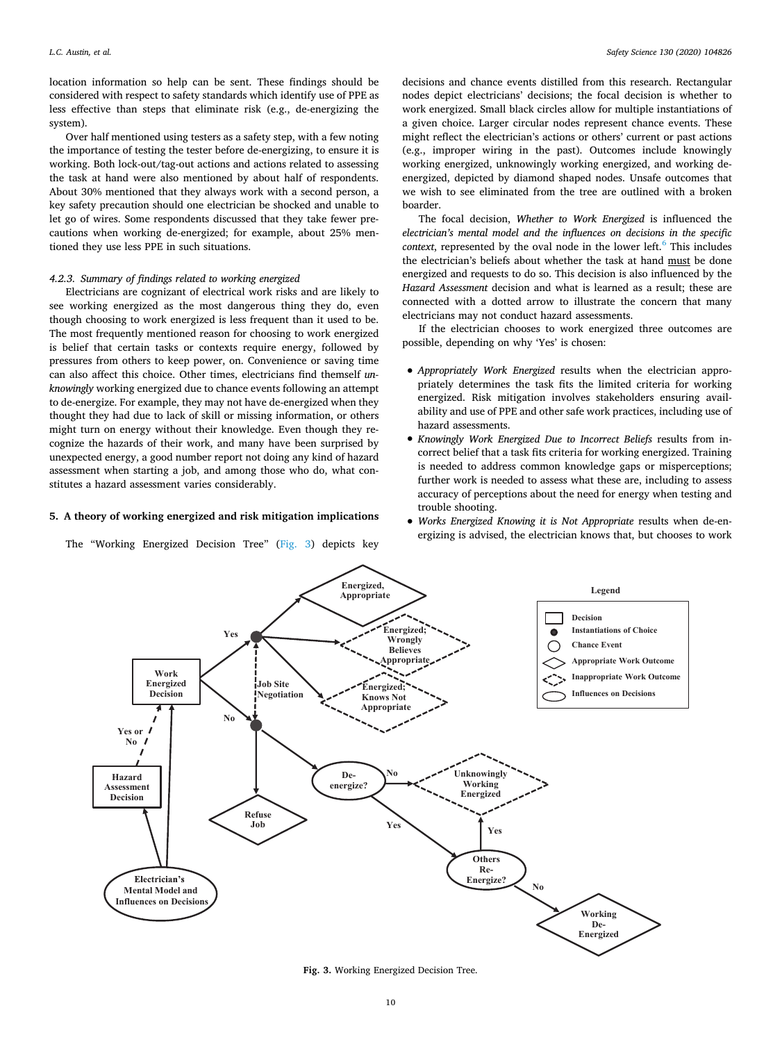location information so help can be sent. These findings should be considered with respect to safety standards which identify use of PPE as less effective than steps that eliminate risk (e.g., de-energizing the system).

Over half mentioned using testers as a safety step, with a few noting the importance of testing the tester before de-energizing, to ensure it is working. Both lock-out/tag-out actions and actions related to assessing the task at hand were also mentioned by about half of respondents. About 30% mentioned that they always work with a second person, a key safety precaution should one electrician be shocked and unable to let go of wires. Some respondents discussed that they take fewer precautions when working de-energized; for example, about 25% mentioned they use less PPE in such situations.

#### 4.2.3. Summary of findings related to working energized

Electricians are cognizant of electrical work risks and are likely to see working energized as the most dangerous thing they do, even though choosing to work energized is less frequent than it used to be. The most frequently mentioned reason for choosing to work energized is belief that certain tasks or contexts require energy, followed by pressures from others to keep power, on. Convenience or saving time can also affect this choice. Other times, electricians find themself *unknowingly* working energized due to chance events following an attempt to de-energize. For example, they may not have de-energized when they thought they had due to lack of skill or missing information, or others might turn on energy without their knowledge. Even though they recognize the hazards of their work, and many have been surprised by unexpected energy, a good number report not doing any kind of hazard assessment when starting a job, and among those who do, what constitutes a hazard assessment varies considerably.

## 5. A theory of working energized and risk mitigation implications

The "Working Energized Decision Tree" (Fig. 3) depicts key decisions and chance events distilled from this research. Rectangular nodes depict electricians' decisions; the focal decision is whether to work energized. Small black circles allow for multiple instantiations of a given choice. Larger circular nodes represent chance events. These might reflect the electrician's actions or others' current or past actions (e.g., improper wiring in the past). Outcomes include knowingly working energized, unknowingly working energized, and working de-energized, depicted by diamond shaped nodes. Unsafe outcomes that we wish to see eliminated from the tree are outlined with a broken boarder.

The focal decision, *Whether to Work Energized* is influenced the *electrician's mental model and the influences on decisions in the specific context*, represented by the oval node in the lower left.[6] This includes the electrician's beliefs about whether the task at hand must be done energized and requests to do so. This decision is also influenced by the *Hazard Assessment* decision and what is learned as a result; these are connected with a dotted arrow to illustrate the concern that many electricians may not conduct hazard assessments.

If the electrician chooses to work energized three outcomes are possible, depending on why 'Yes' is chosen:

- *Appropriately Work Energized* results when the electrician appropriately determines the task fits the limited criteria for working energized. Risk mitigation involves stakeholders ensuring availability and use of PPE and other safe work practices, including use of hazard assessments.
- *Knowingly Work Energized Due to Incorrect Beliefs* results from incorrect belief that a task fits criteria for working energized. Training is needed to address common knowledge gaps or misperceptions; further work is needed to assess what these are, including to assess accuracy of perceptions about the need for energy when testing and trouble shooting.
- *Works Energized Knowing it is Not Appropriate* results when de-energizing is advised, the electrician knows that, but chooses to work

Legend
Decision
Instantiations of Choice
Chance Event
Appropriate Work Outcome
Inappropriate Work Outcome
Influences on Decisions

Work Energized Decision
Yes
No
Energized, Appropriate
Energized; Wrongly Believes Appropriate
Energized; Knows Not Appropriate
Job Site Negotiation
Yes or No
Hazard Assessment Decision
Refuse Job
De-energize?
No
Unknowingly Working Energized
Yes
Others Re-Energize?
Yes
No
Working De-Energized
Electrician's Mental Model and Influences on Decisions

Fig. 3. Working Energized Decision Tree.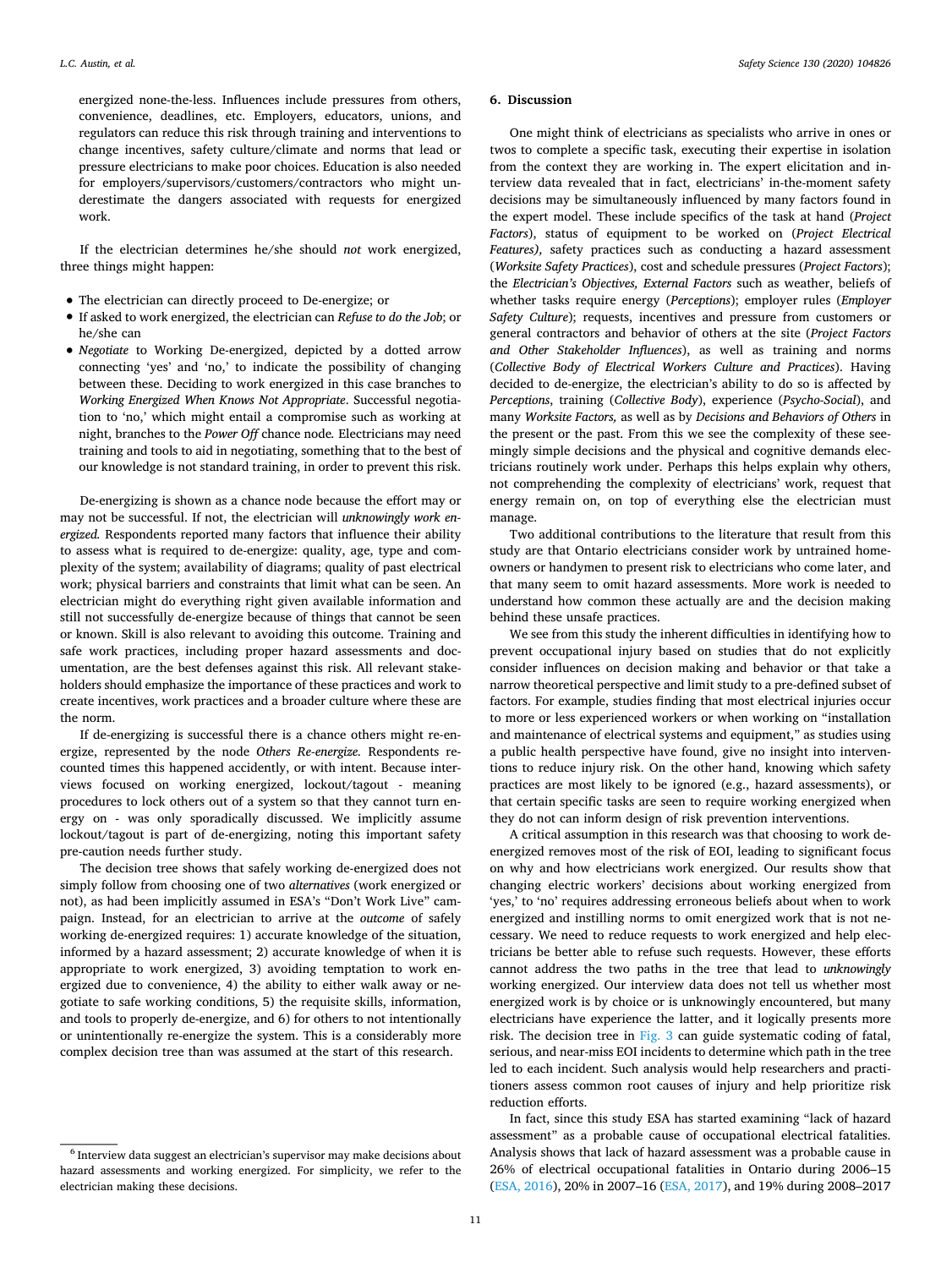energized none-the-less. Influences include pressures from others, convenience, deadlines, etc. Employers, educators, unions, and regulators can reduce this risk through training and interventions to change incentives, safety culture/climate and norms that lead or pressure electricians to make poor choices. Education is also needed for employers/supervisors/customers/contractors who might underestimate the dangers associated with requests for energized work.

If the electrician determines he/she should *not* work energized, three things might happen:

- The electrician can directly proceed to De-energize; or
- If asked to work energized, the electrician can *Refuse to do the Job*; or he/she can
- *Negotiate* to Working De-energized, depicted by a dotted arrow connecting 'yes' and 'no,' to indicate the possibility of changing between these. Deciding to work energized in this case branches to *Working Energized When Knows Not Appropriate*. Successful negotiation to 'no,' which might entail a compromise such as working at night, branches to the *Power Off* chance node. Electricians may need training and tools to aid in negotiating, something that to the best of our knowledge is not standard training, in order to prevent this risk.

De-energizing is shown as a chance node because the effort may or may not be successful. If not, the electrician will *unknowingly work energized.* Respondents reported many factors that influence their ability to assess what is required to de-energize: quality, age, type and complexity of the system; availability of diagrams; quality of past electrical work; physical barriers and constraints that limit what can be seen. An electrician might do everything right given available information and still not successfully de-energize because of things that cannot be seen or known. Skill is also relevant to avoiding this outcome. Training and safe work practices, including proper hazard assessments and documentation, are the best defenses against this risk. All relevant stakeholders should emphasize the importance of these practices and work to create incentives, work practices and a broader culture where these are the norm.

If de-energizing is successful there is a chance others might re-energize, represented by the node *Others Re-energize.* Respondents recounted times this happened accidently, or with intent. Because interviews focused on working energized, lockout/tagout - meaning procedures to lock others out of a system so that they cannot turn energy on - was only sporadically discussed. We implicitly assume lockout/tagout is part of de-energizing, noting this important safety pre-caution needs further study.

The decision tree shows that safely working de-energized does not simply follow from choosing one of two *alternatives* (work energized or not), as had been implicitly assumed in ESA's "Don't Work Live" campaign. Instead, for an electrician to arrive at the *outcome* of safely working de-energized requires: 1) accurate knowledge of the situation, informed by a hazard assessment; 2) accurate knowledge of when it is appropriate to work energized, 3) avoiding temptation to work energized due to convenience, 4) the ability to either walk away or negotiate to safe working conditions, 5) the requisite skills, information, and tools to properly de-energize, and 6) for others to not intentionally or unintentionally re-energize the system. This is a considerably more complex decision tree than was assumed at the start of this research.

## 6. Discussion

One might think of electricians as specialists who arrive in ones or twos to complete a specific task, executing their expertise in isolation from the context they are working in. The expert elicitation and interview data revealed that in fact, electricians' in-the-moment safety decisions may be simultaneously influenced by many factors found in the expert model. These include specifics of the task at hand (*Project Factors*), status of equipment to be worked on (*Project Electrical Features),* safety practices such as conducting a hazard assessment (*Worksite Safety Practices*), cost and schedule pressures (*Project Factors*); the *Electrician's Objectives, External Factors* such as weather, beliefs of whether tasks require energy (*Perceptions*); employer rules (*Employer Safety Culture*); requests, incentives and pressure from customers or general contractors and behavior of others at the site (*Project Factors and Other Stakeholder Influences*), as well as training and norms (*Collective Body of Electrical Workers Culture and Practices*). Having decided to de-energize, the electrician's ability to do so is affected by *Perceptions*, training (*Collective Body*), experience (*Psycho-Social*), and many *Worksite Factors,* as well as by *Decisions and Behaviors of Others* in the present or the past. From this we see the complexity of these seemingly simple decisions and the physical and cognitive demands electricians routinely work under. Perhaps this helps explain why others, not comprehending the complexity of electricians' work, request that energy remain on, on top of everything else the electrician must manage.

Two additional contributions to the literature that result from this study are that Ontario electricians consider work by untrained homeowners or handymen to present risk to electricians who come later, and that many seem to omit hazard assessments. More work is needed to understand how common these actually are and the decision making behind these unsafe practices.

We see from this study the inherent difficulties in identifying how to prevent occupational injury based on studies that do not explicitly consider influences on decision making and behavior or that take a narrow theoretical perspective and limit study to a pre-defined subset of factors. For example, studies finding that most electrical injuries occur to more or less experienced workers or when working on "installation and maintenance of electrical systems and equipment," as studies using a public health perspective have found, give no insight into interventions to reduce injury risk. On the other hand, knowing which safety practices are most likely to be ignored (e.g., hazard assessments), or that certain specific tasks are seen to require working energized when they do not can inform design of risk prevention interventions.

A critical assumption in this research was that choosing to work de-energized removes most of the risk of EOI, leading to significant focus on why and how electricians work energized. Our results show that changing electric workers' decisions about working energized from 'yes,' to 'no' requires addressing erroneous beliefs about when to work energized and instilling norms to omit energized work that is not necessary. We need to reduce requests to work energized and help electricians be better able to refuse such requests. However, these efforts cannot address the two paths in the tree that lead to *unknowingly* working energized. Our interview data does not tell us whether most energized work is by choice or is unknowingly encountered, but many electricians have experience the latter, and it logically presents more risk. The decision tree in Fig. 3 can guide systematic coding of fatal, serious, and near-miss EOI incidents to determine which path in the tree led to each incident. Such analysis would help researchers and practitioners assess common root causes of injury and help prioritize risk reduction efforts.

In fact, since this study ESA has started examining "lack of hazard assessment" as a probable cause of occupational electrical fatalities. Analysis shows that lack of hazard assessment was a probable cause in 26% of electrical occupational fatalities in Ontario during 2006–15 (ESA, 2016), 20% in 2007–16 (ESA, 2017), and 19% during 2008–2017

---

[6] Interview data suggest an electrician's supervisor may make decisions about hazard assessments and working energized. For simplicity, we refer to the electrician making these decisions.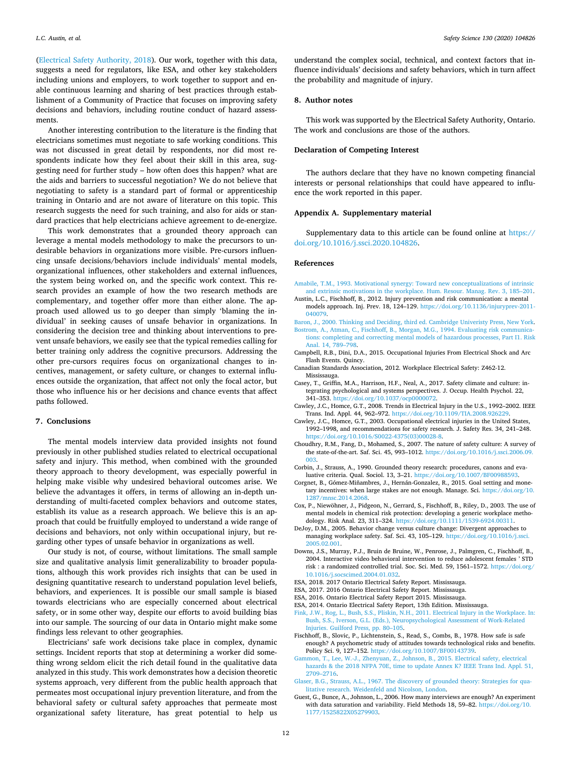(Electrical Safety Authority, 2018). Our work, together with this data, suggests a need for regulators, like ESA, and other key stakeholders including unions and employers, to work together to support and enable continuous learning and sharing of best practices through establishment of a Community of Practice that focuses on improving safety decisions and behaviors, including routine conduct of hazard assessments.

Another interesting contribution to the literature is the finding that electricians sometimes must negotiate to safe working conditions. This was not discussed in great detail by respondents, nor did most respondents indicate how they feel about their skill in this area, suggesting need for further study – how often does this happen? what are the aids and barriers to successful negotiation? We do not believe that negotiating to safety is a standard part of formal or apprenticeship training in Ontario and are not aware of literature on this topic. This research suggests the need for such training, and also for aids or standard practices that help electricians achieve agreement to de-energize.

This work demonstrates that a grounded theory approach can leverage a mental models methodology to make the precursors to undesirable behaviors in organizations more visible. Pre-cursors influencing unsafe decisions/behaviors include individuals' mental models, organizational influences, other stakeholders and external influences, the system being worked on, and the specific work context. This research provides an example of how the two research methods are complementary, and together offer more than either alone. The approach used allowed us to go deeper than simply 'blaming the individual' in seeking causes of unsafe behavior in organizations. In considering the decision tree and thinking about interventions to prevent unsafe behaviors, we easily see that the typical remedies calling for better training only address the cognitive precursors. Addressing the other pre-cursors requires focus on organizational changes to incentives, management, or safety culture, or changes to external influences outside the organization, that affect not only the focal actor, but those who influence his or her decisions and chance events that affect paths followed.

## 7. Conclusions

The mental models interview data provided insights not found previously in other published studies related to electrical occupational safety and injury. This method, when combined with the grounded theory approach to theory development, was especially powerful in helping make visible why undesired behavioral outcomes arise. We believe the advantages it offers, in terms of allowing an in-depth understanding of multi-faceted complex behaviors and outcome states, establish its value as a research approach. We believe this is an approach that could be fruitfully employed to understand a wide range of decisions and behaviors, not only within occupational injury, but regarding other types of unsafe behavior in organizations as well.

Our study is not, of course, without limitations. The small sample size and qualitative analysis limit generalizability to broader populations, although this work provides rich insights that can be used in designing quantitative research to understand population level beliefs, behaviors, and experiences. It is possible our small sample is biased towards electricians who are especially concerned about electrical safety, or in some other way, despite our efforts to avoid building bias into our sample. The sourcing of our data in Ontario might make some findings less relevant to other geographies.

Electricians' safe work decisions take place in complex, dynamic settings. Incident reports that stop at determining a worker did something wrong seldom elicit the rich detail found in the qualitative data analyzed in this study. This work demonstrates how a decision theoretic systems approach, very different from the public health approach that permeates most occupational injury prevention literature, and from the behavioral safety or cultural safety approaches that permeate most organizational safety literature, has great potential to help us understand the complex social, technical, and context factors that influence individuals' decisions and safety behaviors, which in turn affect the probability and magnitude of injury.

## 8. Author notes

This work was supported by the Electrical Safety Authority, Ontario. The work and conclusions are those of the authors.

## Declaration of Competing Interest

The authors declare that they have no known competing financial interests or personal relationships that could have appeared to influence the work reported in this paper.

## Appendix A. Supplementary material

Supplementary data to this article can be found online at https://doi.org/10.1016/j.ssci.2020.104826.

## References

Amabile, T.M., 1993. Motivational synergy: Toward new conceptualizations of intrinsic and extrinsic motivations in the workplace. Hum. Resour. Manag. Rev. 3, 185–201.

Austin, L.C., Fischhoff, B., 2012. Injury prevention and risk communication: a mental models approach. Inj. Prev. 18, 124–129. https://doi.org/10.1136/injuryprev-2011-040079.

Baron, J., 2000. Thinking and Deciding, third ed. Cambridge Univeristy Press, New York.

Bostrom, A., Atman, C., Fischhoff, B., Morgan, M.G., 1994. Evaluating risk communications: completing and correcting mental models of hazardous processes, Part I1. Risk Anal. 14, 789–798.

Campbell, R.B., Dini, D.A., 2015. Occupational Injuries From Electrical Shock and Arc Flash Events. Quincy.

Canadian Standards Association, 2012. Workplace Electrical Safety: Z462-12. Mississauga.

Casey, T., Griffin, M.A., Harrison, H.F., Neal, A., 2017. Safety climate and culture: integrating psychological and systems perspectives. J. Occup. Health Psychol. 22, 341–353. https://doi.org/10.1037/ocp0000072.

Cawley, J.C., Homce, G.T., 2008. Trends in Electrical Injury in the U.S., 1992–2002. IEEE Trans. Ind. Appl. 44, 962–972. https://doi.org/10.1109/TIA.2008.926229.

Cawley, J.C., Homce, G.T., 2003. Occupational electrical injuries in the United States, 1992–1998, and recommendations for safety research. J. Safety Res. 34, 241–248. https://doi.org/10.1016/S0022-4375(03)00028-8.

Choudhry, R.M., Fang, D., Mohamed, S., 2007. The nature of safety culture: A survey of the state-of-the-art. Saf. Sci. 45, 993–1012. https://doi.org/10.1016/j.ssci.2006.09.003.

Corbin, J., Strauss, A., 1990. Grounded theory research: procedures, canons and evaluative criteria. Qual. Sociol. 13, 3–21. https://doi.org/10.1007/BF00988593.

Corgnet, B., Gómez-Miñambres, J., Hernán-Gonzalez, R., 2015. Goal setting and monetary incentives: when large stakes are not enough. Manage. Sci. https://doi.org/10.1287/mnsc.2014.2068.

Cox, P., Niewöhner, J., Pidgeon, N., Gerrard, S., Fischhoff, B., Riley, D., 2003. The use of mental models in chemical risk protection: developing a generic workplace methodology. Risk Anal. 23, 311–324. https://doi.org/10.1111/1539-6924.00311.

DeJoy, D.M., 2005. Behavior change versus culture change: Divergent approaches to managing workplace safety. Saf. Sci. 43, 105–129. https://doi.org/10.1016/j.ssci.2005.02.001.

Downs, J.S., Murray, P.J., Bruin de Bruine, W., Penrose, J., Palmgren, C., Fischhoff, B., 2004. Interactive video behavioral intervention to reduce adolescent females ' STD risk : a randomized controlled trial. Soc. Sci. Med. 59, 1561–1572. https://doi.org/10.1016/j.socscimed.2004.01.032.

ESA, 2018. 2017 Ontario Electrical Safety Report. Mississauga.

ESA, 2017. 2016 Ontario Electrical Safety Report. Mississauga.

ESA, 2016. Ontario Electrical Safety Report 2015. Mississauga.

ESA, 2014. Ontario Electrical Safety Report, 13th Edition. Mississauga.

Fink, J.W., Rog, L., Bush, S.S., Pliskin, N.H., 2011. Electrical Injury in the Workplace. In: Bush, S.S., Iverson, G.L. (Eds.), Neuropsychological Assessment of Work-Related Injuries. Guilford Press, pp. 80–105.

Fischhoff, B., Slovic, P., Lichtenstein, S., Read, S., Combs, B., 1978. How safe is safe enough? A psychometric study of attitudes towards technological risks and benefits. Policy Sci. 9, 127–152. https://doi.org/10.1007/BF00143739.

Gammon, T., Lee, W.-J., Zhenyuan, Z., Johnson, B., 2015. Electrical safety, electrical hazards & the 2018 NFPA 70E, time to update Annex K? IEEE Trans Ind. Appl. 51, 2709–2716.

Glaser, B.G., Strauss, A.L., 1967. The discovery of grounded theory: Strategies for qualitative research. Weidenfeld and Nicolson, London.

Guest, G., Bunce, A., Johnson, L., 2006. How many interviews are enough? An experiment with data saturation and variability. Field Methods 18, 59–82. https://doi.org/10.1177/1525822X05279903.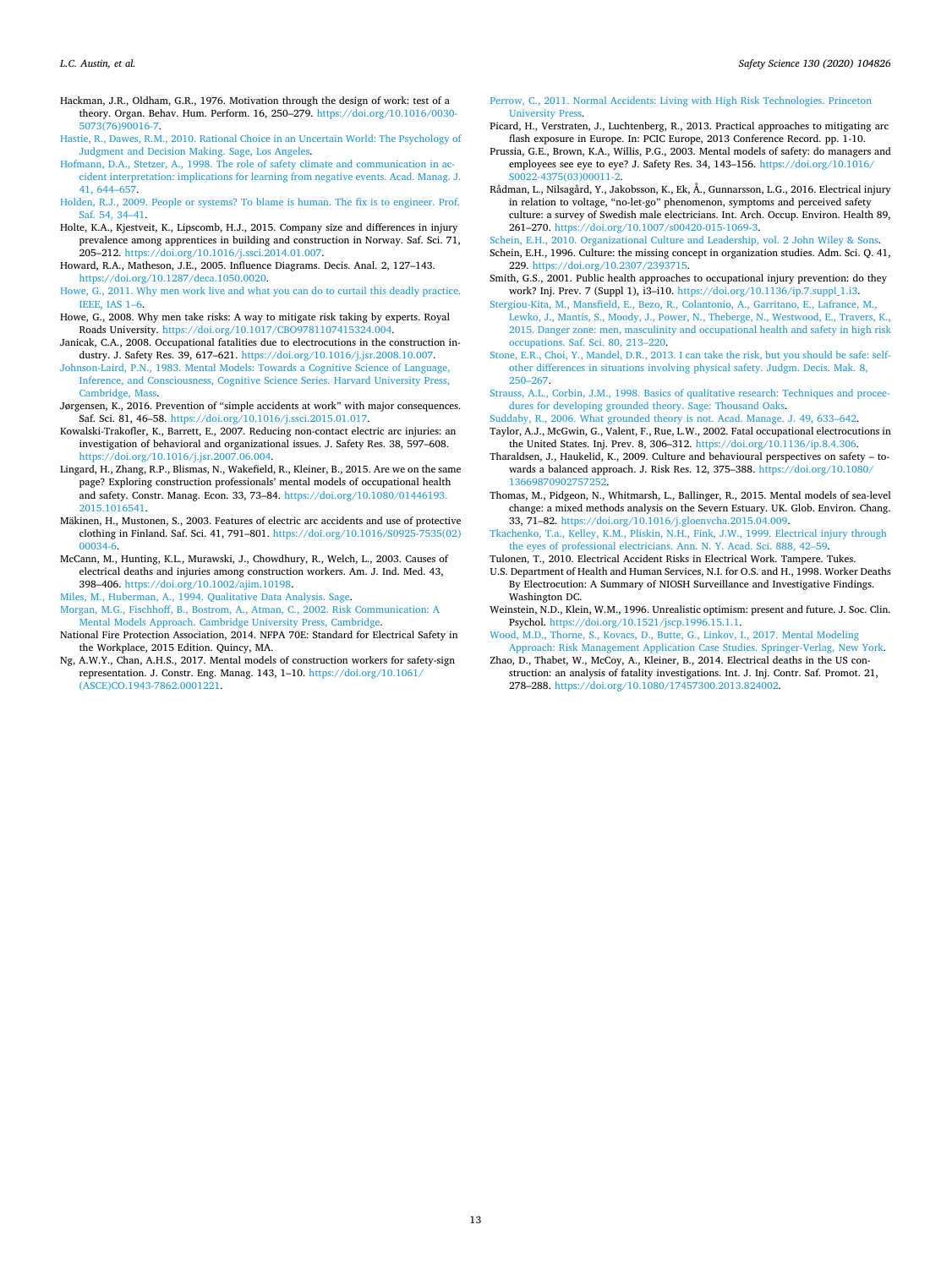Hackman, J.R., Oldham, G.R., 1976. Motivation through the design of work: test of a theory. Organ. Behav. Hum. Perform. 16, 250–279. https://doi.org/10.1016/0030-5073(76)90016-7.

Hastie, R., Dawes, R.M., 2010. Rational Choice in an Uncertain World: The Psychology of Judgment and Decision Making. Sage, Los Angeles.

Hofmann, D.A., Stetzer, A., 1998. The role of safety climate and communication in accident interpretation: implications for learning from negative events. Acad. Manag. J. 41, 644–657.

Holden, R.J., 2009. People or systems? To blame is human. The fix is to engineer. Prof. Saf. 54, 34–41.

Holte, K.A., Kjestveit, K., Lipscomb, H.J., 2015. Company size and differences in injury prevalence among apprentices in building and construction in Norway. Saf. Sci. 71, 205–212. https://doi.org/10.1016/j.ssci.2014.01.007.

Howard, R.A., Matheson, J.E., 2005. Influence Diagrams. Decis. Anal. 2, 127–143. https://doi.org/10.1287/deca.1050.0020.

Howe, G., 2011. Why men work live and what you can do to curtail this deadly practice. IEEE, IAS 1–6.

Howe, G., 2008. Why men take risks: A way to mitigate risk taking by experts. Royal Roads University. https://doi.org/10.1017/CBO9781107415324.004.

Janicak, C.A., 2008. Occupational fatalities due to electrocutions in the construction industry. J. Safety Res. 39, 617–621. https://doi.org/10.1016/j.jsr.2008.10.007.

Johnson-Laird, P.N., 1983. Mental Models: Towards a Cognitive Science of Language, Inference, and Consciousness, Cognitive Science Series. Harvard University Press, Cambridge, Mass.

Jørgensen, K., 2016. Prevention of "simple accidents at work" with major consequences. Saf. Sci. 81, 46–58. https://doi.org/10.1016/j.ssci.2015.01.017.

Kowalski-Trakofler, K., Barrett, E., 2007. Reducing non-contact electric arc injuries: an investigation of behavioral and organizational issues. J. Safety Res. 38, 597–608. https://doi.org/10.1016/j.jsr.2007.06.004.

Lingard, H., Zhang, R.P., Blismas, N., Wakefield, R., Kleiner, B., 2015. Are we on the same page? Exploring construction professionals' mental models of occupational health and safety. Constr. Manag. Econ. 33, 73–84. https://doi.org/10.1080/01446193.2015.1016541.

Mäkinen, H., Mustonen, S., 2003. Features of electric arc accidents and use of protective clothing in Finland. Saf. Sci. 41, 791–801. https://doi.org/10.1016/S0925-7535(02)00034-6.

McCann, M., Hunting, K.L., Murawski, J., Chowdhury, R., Welch, L., 2003. Causes of electrical deaths and injuries among construction workers. Am. J. Ind. Med. 43, 398–406. https://doi.org/10.1002/ajim.10198.

Miles, M., Huberman, A., 1994. Qualitative Data Analysis. Sage.

Morgan, M.G., Fischhoff, B., Bostrom, A., Atman, C., 2002. Risk Communication: A Mental Models Approach. Cambridge University Press, Cambridge.

National Fire Protection Association, 2014. NFPA 70E: Standard for Electrical Safety in the Workplace, 2015 Edition. Quincy, MA.

Ng, A.W.Y., Chan, A.H.S., 2017. Mental models of construction workers for safety-sign representation. J. Constr. Eng. Manag. 143, 1–10. https://doi.org/10.1061/(ASCE)CO.1943-7862.0001221.

Perrow, C., 2011. Normal Accidents: Living with High Risk Technologies. Princeton University Press.

Picard, H., Verstraten, J., Luchtenberg, R., 2013. Practical approaches to mitigating arc flash exposure in Europe. In: PCIC Europe, 2013 Conference Record. pp. 1-10.

Prussia, G.E., Brown, K.A., Willis, P.G., 2003. Mental models of safety: do managers and employees see eye to eye? J. Safety Res. 34, 143–156. https://doi.org/10.1016/S0022-4375(03)00011-2.

Rådman, L., Nilsagård, Y., Jakobsson, K., Ek, Å., Gunnarsson, L.G., 2016. Electrical injury in relation to voltage, "no-let-go" phenomenon, symptoms and perceived safety culture: a survey of Swedish male electricians. Int. Arch. Occup. Environ. Health 89, 261–270. https://doi.org/10.1007/s00420-015-1069-3.

Schein, E.H., 2010. Organizational Culture and Leadership, vol. 2 John Wiley & Sons.

Schein, E.H., 1996. Culture: the missing concept in organization studies. Adm. Sci. Q. 41, 229. https://doi.org/10.2307/2393715.

Smith, G.S., 2001. Public health approaches to occupational injury prevention: do they work? Inj. Prev. 7 (Suppl 1), i3–i10. https://doi.org/10.1136/ip.7.suppl_1.i3.

Stergiou-Kita, M., Mansfield, E., Bezo, R., Colantonio, A., Garritano, E., Lafrance, M., Lewko, J., Mantis, S., Moody, J., Power, N., Theberge, N., Westwood, E., Travers, K., 2015. Danger zone: men, masculinity and occupational health and safety in high risk occupations. Saf. Sci. 80, 213–220.

Stone, E.R., Choi, Y., Mandel, D.R., 2013. I can take the risk, but you should be safe: self-other differences in situations involving physical safety. Judgm. Decis. Mak. 8, 250–267.

Strauss, A.L., Corbin, J.M., 1998. Basics of qualitative research: Techniques and proceedures for developing grounded theory. Sage: Thousand Oaks.

Suddaby, R., 2006. What grounded theory is not. Acad. Manage. J. 49, 633–642.

Taylor, A.J., McGwin, G., Valent, F., Rue, L.W., 2002. Fatal occupational electrocutions in the United States. Inj. Prev. 8, 306–312. https://doi.org/10.1136/ip.8.4.306.

Tharaldsen, J., Haukelid, K., 2009. Culture and behavioural perspectives on safety – towards a balanced approach. J. Risk Res. 12, 375–388. https://doi.org/10.1080/13669870902757252.

Thomas, M., Pidgeon, N., Whitmarsh, L., Ballinger, R., 2015. Mental models of sea-level change: a mixed methods analysis on the Severn Estuary. UK. Glob. Environ. Chang. 33, 71–82. https://doi.org/10.1016/j.gloenvcha.2015.04.009.

Tkachenko, T.a., Kelley, K.M., Pliskin, N.H., Fink, J.W., 1999. Electrical injury through the eyes of professional electricians. Ann. N. Y. Acad. Sci. 888, 42–59.

Tulonen, T., 2010. Electrical Accident Risks in Electrical Work. Tampere. Tukes.

U.S. Department of Health and Human Services, N.I. for O.S. and H., 1998. Worker Deaths By Electrocution: A Summary of NIOSH Surveillance and Investigative Findings. Washington DC.

Weinstein, N.D., Klein, W.M., 1996. Unrealistic optimism: present and future. J. Soc. Clin. Psychol. https://doi.org/10.1521/jscp.1996.15.1.1.

Wood, M.D., Thorne, S., Kovacs, D., Butte, G., Linkov, I., 2017. Mental Modeling Approach: Risk Management Application Case Studies. Springer-Verlag, New York.

Zhao, D., Thabet, W., McCoy, A., Kleiner, B., 2014. Electrical deaths in the US construction: an analysis of fatality investigations. Int. J. Inj. Contr. Saf. Promot. 21, 278–288. https://doi.org/10.1080/17457300.2013.824002.